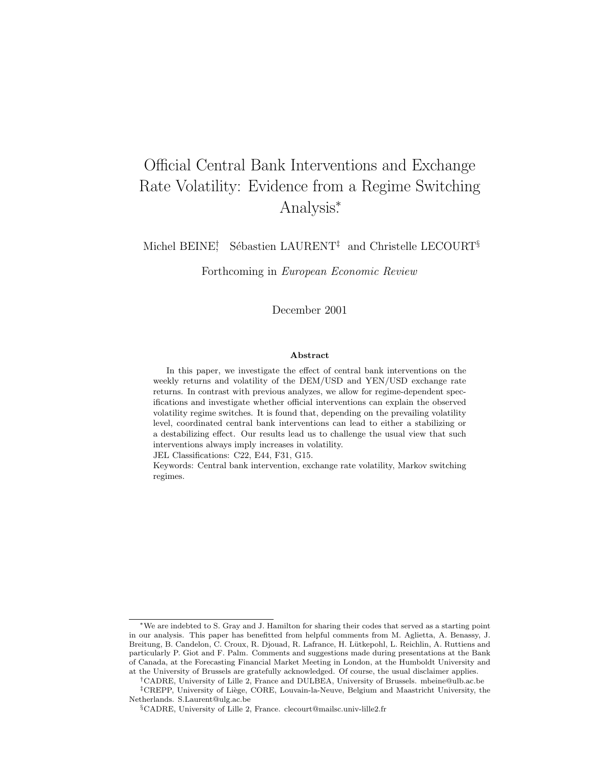# Official Central Bank Interventions and Exchange Rate Volatility: Evidence from a Regime Switching Analysis.*

Michel BEINE[†], Sébastien LAURENT[‡] and Christelle LECOURT[§]

Forthcoming in *European Economic Review*

December 2001

### Abstract

In this paper, we investigate the effect of central bank interventions on the weekly returns and volatility of the DEM/USD and YEN/USD exchange rate returns. In contrast with previous analyzes, we allow for regime-dependent specifications and investigate whether official interventions can explain the observed volatility regime switches. It is found that, depending on the prevailing volatility level, coordinated central bank interventions can lead to either a stabilizing or a destabilizing effect. Our results lead us to challenge the usual view that such interventions always imply increases in volatility.

JEL Classifications: C22, E44, F31, G15.

Keywords: Central bank intervention, exchange rate volatility, Markov switching regimes.

---

*We are indebted to S. Gray and J. Hamilton for sharing their codes that served as a starting point in our analysis. This paper has benefitted from helpful comments from M. Aglietta, A. Benassy, J. Breitung, B. Candelon, C. Croux, R. Djouad, R. Lafrance, H. Lütkepohl, L. Reichlin, A. Ruttiens and particularly P. Giot and F. Palm. Comments and suggestions made during presentations at the Bank of Canada, at the Forecasting Financial Market Meeting in London, at the Humboldt University and at the University of Brussels are gratefully acknowledged. Of course, the usual disclaimer applies.

[†] CADRE, University of Lille 2, France and DULBEA, University of Brussels. mbeine@ulb.ac.be

[‡] CREPP, University of Liège, CORE, Louvain-la-Neuve, Belgium and Maastricht University, the Netherlands. S.Laurent@ulg.ac.be

[§] CADRE, University of Lille 2, France. clecourt@mailsc.univ-lille2.fr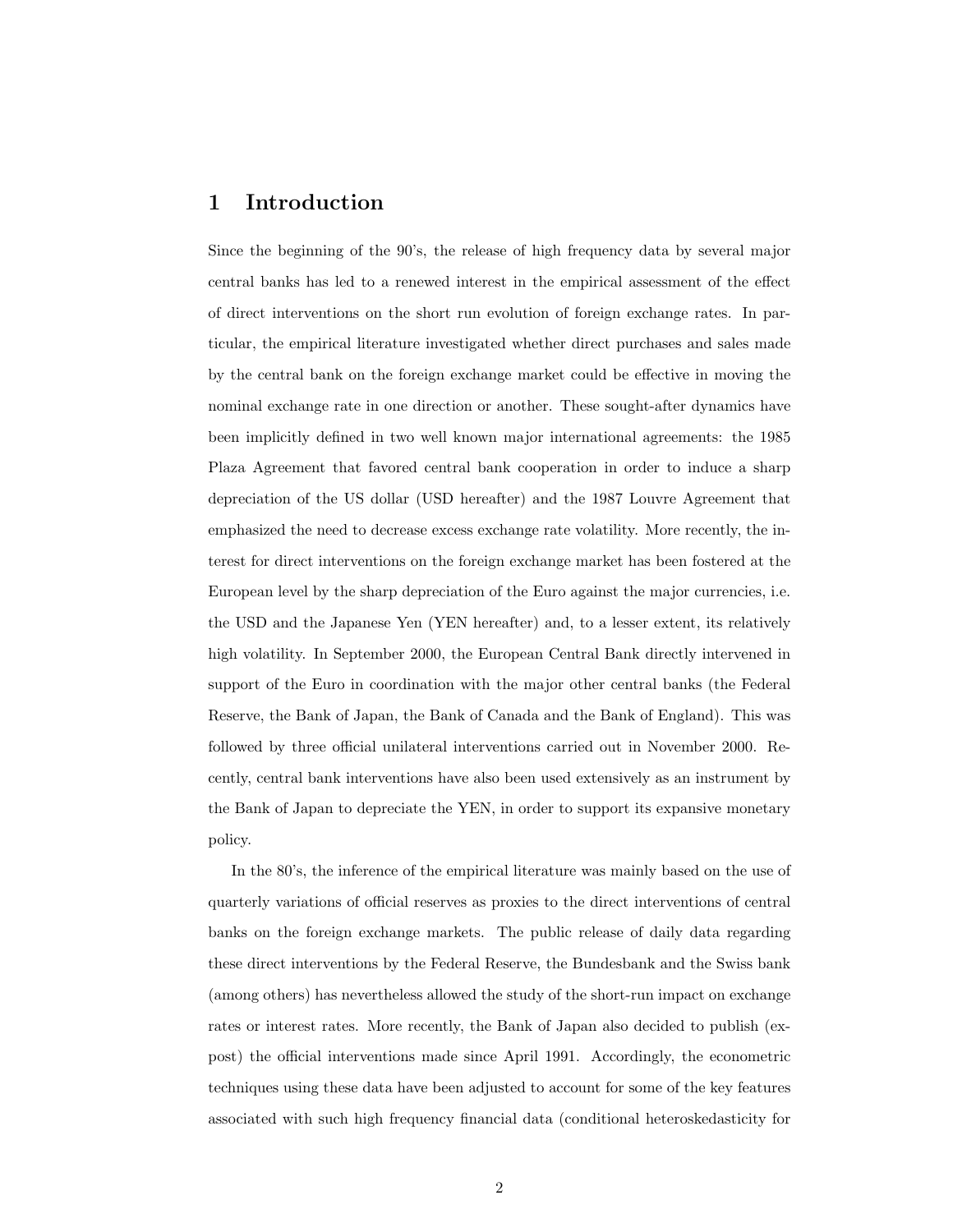# 1 Introduction

Since the beginning of the 90's, the release of high frequency data by several major central banks has led to a renewed interest in the empirical assessment of the effect of direct interventions on the short run evolution of foreign exchange rates. In particular, the empirical literature investigated whether direct purchases and sales made by the central bank on the foreign exchange market could be effective in moving the nominal exchange rate in one direction or another. These sought-after dynamics have been implicitly defined in two well known major international agreements: the 1985 Plaza Agreement that favored central bank cooperation in order to induce a sharp depreciation of the US dollar (USD hereafter) and the 1987 Louvre Agreement that emphasized the need to decrease excess exchange rate volatility. More recently, the interest for direct interventions on the foreign exchange market has been fostered at the European level by the sharp depreciation of the Euro against the major currencies, i.e. the USD and the Japanese Yen (YEN hereafter) and, to a lesser extent, its relatively high volatility. In September 2000, the European Central Bank directly intervened in support of the Euro in coordination with the major other central banks (the Federal Reserve, the Bank of Japan, the Bank of Canada and the Bank of England). This was followed by three official unilateral interventions carried out in November 2000. Recently, central bank interventions have also been used extensively as an instrument by the Bank of Japan to depreciate the YEN, in order to support its expansive monetary policy.

In the 80's, the inference of the empirical literature was mainly based on the use of quarterly variations of official reserves as proxies to the direct interventions of central banks on the foreign exchange markets. The public release of daily data regarding these direct interventions by the Federal Reserve, the Bundesbank and the Swiss bank (among others) has nevertheless allowed the study of the short-run impact on exchange rates or interest rates. More recently, the Bank of Japan also decided to publish (ex-post) the official interventions made since April 1991. Accordingly, the econometric techniques using these data have been adjusted to account for some of the key features associated with such high frequency financial data (conditional heteroskedasticity for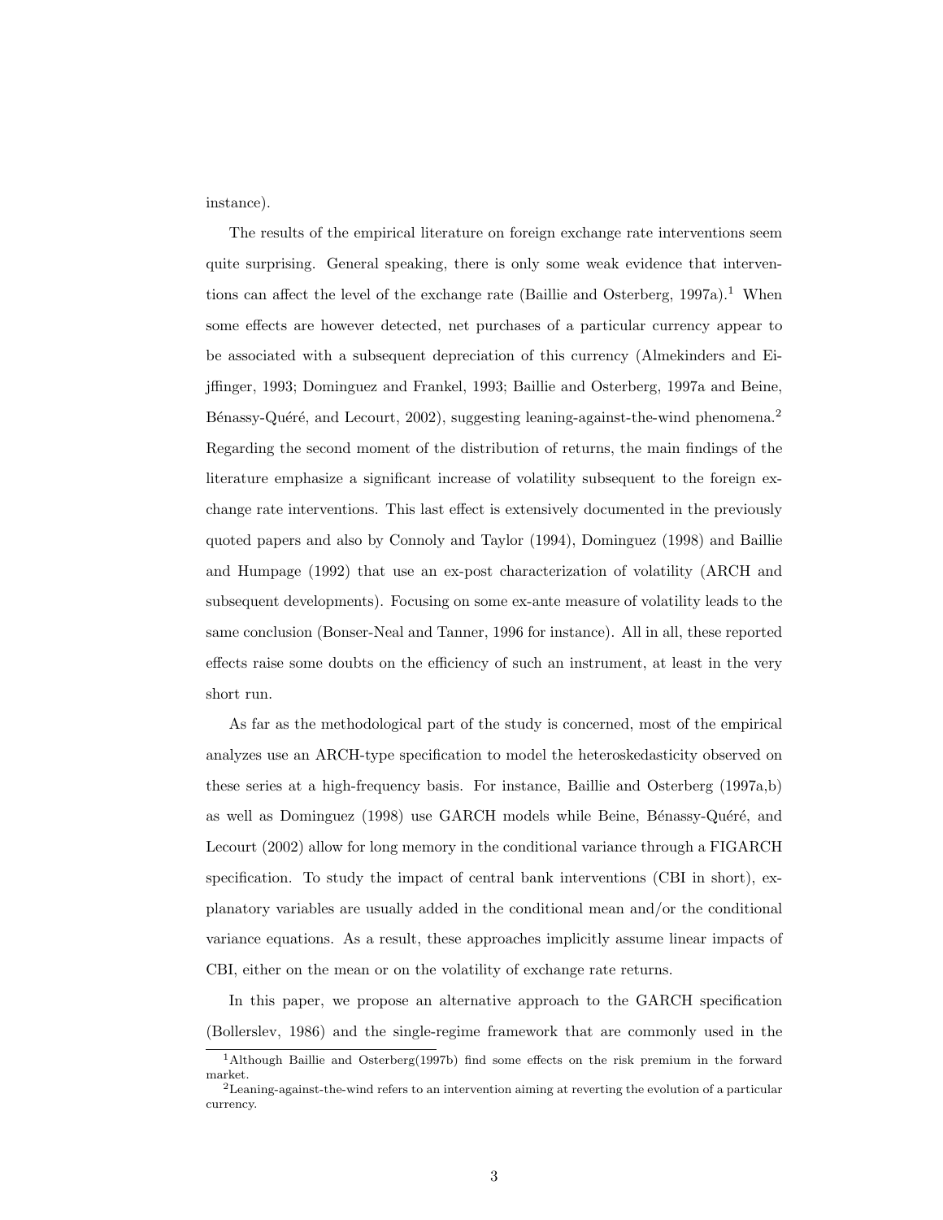instance).

The results of the empirical literature on foreign exchange rate interventions seem quite surprising. General speaking, there is only some weak evidence that interventions can affect the level of the exchange rate (Baillie and Osterberg, 1997a).[1] When some effects are however detected, net purchases of a particular currency appear to be associated with a subsequent depreciation of this currency (Almekinders and Eijffinger, 1993; Dominguez and Frankel, 1993; Baillie and Osterberg, 1997a and Beine, Bénassy-Quéré, and Lecourt, 2002), suggesting leaning-against-the-wind phenomena.[2] Regarding the second moment of the distribution of returns, the main findings of the literature emphasize a significant increase of volatility subsequent to the foreign exchange rate interventions. This last effect is extensively documented in the previously quoted papers and also by Connoly and Taylor (1994), Dominguez (1998) and Baillie and Humpage (1992) that use an ex-post characterization of volatility (ARCH and subsequent developments). Focusing on some ex-ante measure of volatility leads to the same conclusion (Bonser-Neal and Tanner, 1996 for instance). All in all, these reported effects raise some doubts on the efficiency of such an instrument, at least in the very short run.

As far as the methodological part of the study is concerned, most of the empirical analyzes use an ARCH-type specification to model the heteroskedasticity observed on these series at a high-frequency basis. For instance, Baillie and Osterberg (1997a,b) as well as Dominguez (1998) use GARCH models while Beine, Bénassy-Quéré, and Lecourt (2002) allow for long memory in the conditional variance through a FIGARCH specification. To study the impact of central bank interventions (CBI in short), explanatory variables are usually added in the conditional mean and/or the conditional variance equations. As a result, these approaches implicitly assume linear impacts of CBI, either on the mean or on the volatility of exchange rate returns.

In this paper, we propose an alternative approach to the GARCH specification (Bollerslev, 1986) and the single-regime framework that are commonly used in the

[1] Although Baillie and Osterberg(1997b) find some effects on the risk premium in the forward market.

[2] Leaning-against-the-wind refers to an intervention aiming at reverting the evolution of a particular currency.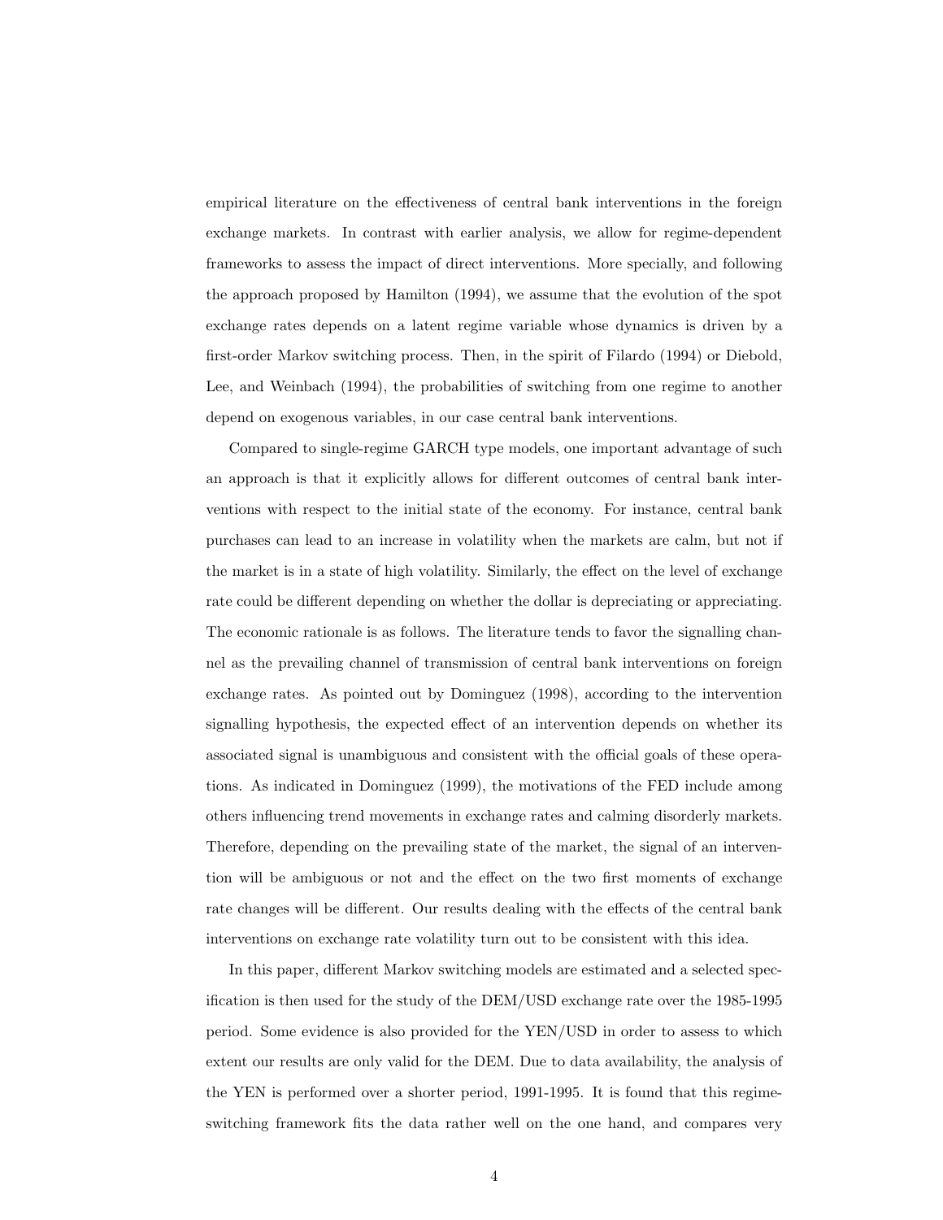empirical literature on the effectiveness of central bank interventions in the foreign exchange markets. In contrast with earlier analysis, we allow for regime-dependent frameworks to assess the impact of direct interventions. More specially, and following the approach proposed by Hamilton (1994), we assume that the evolution of the spot exchange rates depends on a latent regime variable whose dynamics is driven by a first-order Markov switching process. Then, in the spirit of Filardo (1994) or Diebold, Lee, and Weinbach (1994), the probabilities of switching from one regime to another depend on exogenous variables, in our case central bank interventions.

Compared to single-regime GARCH type models, one important advantage of such an approach is that it explicitly allows for different outcomes of central bank interventions with respect to the initial state of the economy. For instance, central bank purchases can lead to an increase in volatility when the markets are calm, but not if the market is in a state of high volatility. Similarly, the effect on the level of exchange rate could be different depending on whether the dollar is depreciating or appreciating. The economic rationale is as follows. The literature tends to favor the signalling channel as the prevailing channel of transmission of central bank interventions on foreign exchange rates. As pointed out by Dominguez (1998), according to the intervention signalling hypothesis, the expected effect of an intervention depends on whether its associated signal is unambiguous and consistent with the official goals of these operations. As indicated in Dominguez (1999), the motivations of the FED include among others influencing trend movements in exchange rates and calming disorderly markets. Therefore, depending on the prevailing state of the market, the signal of an intervention will be ambiguous or not and the effect on the two first moments of exchange rate changes will be different. Our results dealing with the effects of the central bank interventions on exchange rate volatility turn out to be consistent with this idea.

In this paper, different Markov switching models are estimated and a selected specification is then used for the study of the DEM/USD exchange rate over the 1985-1995 period. Some evidence is also provided for the YEN/USD in order to assess to which extent our results are only valid for the DEM. Due to data availability, the analysis of the YEN is performed over a shorter period, 1991-1995. It is found that this regime-switching framework fits the data rather well on the one hand, and compares very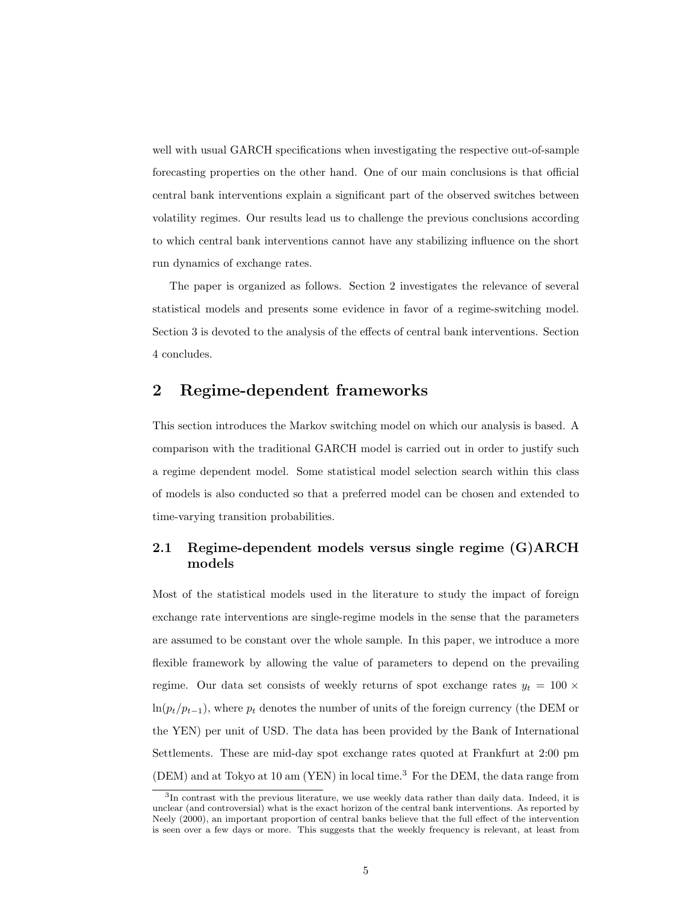well with usual GARCH specifications when investigating the respective out-of-sample forecasting properties on the other hand. One of our main conclusions is that official central bank interventions explain a significant part of the observed switches between volatility regimes. Our results lead us to challenge the previous conclusions according to which central bank interventions cannot have any stabilizing influence on the short run dynamics of exchange rates.

The paper is organized as follows. Section 2 investigates the relevance of several statistical models and presents some evidence in favor of a regime-switching model. Section 3 is devoted to the analysis of the effects of central bank interventions. Section 4 concludes.

## 2 Regime-dependent frameworks

This section introduces the Markov switching model on which our analysis is based. A comparison with the traditional GARCH model is carried out in order to justify such a regime dependent model. Some statistical model selection search within this class of models is also conducted so that a preferred model can be chosen and extended to time-varying transition probabilities.

### 2.1 Regime-dependent models versus single regime (G)ARCH models

Most of the statistical models used in the literature to study the impact of foreign exchange rate interventions are single-regime models in the sense that the parameters are assumed to be constant over the whole sample. In this paper, we introduce a more flexible framework by allowing the value of parameters to depend on the prevailing regime. Our data set consists of weekly returns of spot exchange rates $y_t = 100 \times \ln(p_t/p_{t-1})$, where $p_t$ denotes the number of units of the foreign currency (the DEM or the YEN) per unit of USD. The data has been provided by the Bank of International Settlements. These are mid-day spot exchange rates quoted at Frankfurt at 2:00 pm (DEM) and at Tokyo at 10 am (YEN) in local time.[3] For the DEM, the data range from

[3] In contrast with the previous literature, we use weekly data rather than daily data. Indeed, it is unclear (and controversial) what is the exact horizon of the central bank interventions. As reported by Neely (2000), an important proportion of central banks believe that the full effect of the intervention is seen over a few days or more. This suggests that the weekly frequency is relevant, at least from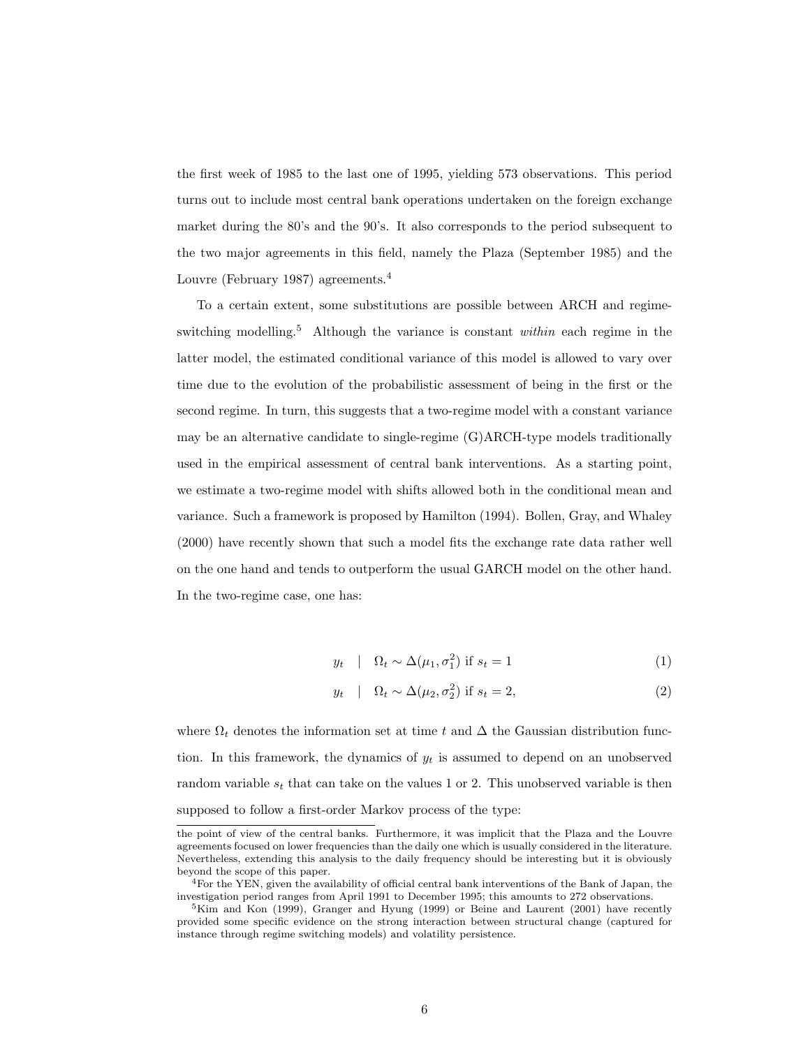the first week of 1985 to the last one of 1995, yielding 573 observations. This period turns out to include most central bank operations undertaken on the foreign exchange market during the 80's and the 90's. It also corresponds to the period subsequent to the two major agreements in this field, namely the Plaza (September 1985) and the Louvre (February 1987) agreements.[4]

To a certain extent, some substitutions are possible between ARCH and regime-switching modelling.[5] Although the variance is constant *within* each regime in the latter model, the estimated conditional variance of this model is allowed to vary over time due to the evolution of the probabilistic assessment of being in the first or the second regime. In turn, this suggests that a two-regime model with a constant variance may be an alternative candidate to single-regime (G)ARCH-type models traditionally used in the empirical assessment of central bank interventions. As a starting point, we estimate a two-regime model with shifts allowed both in the conditional mean and variance. Such a framework is proposed by Hamilton (1994). Bollen, Gray, and Whaley (2000) have recently shown that such a model fits the exchange rate data rather well on the one hand and tends to outperform the usual GARCH model on the other hand. In the two-regime case, one has:

$$y_t \quad | \quad \Omega_t \sim \Delta(\mu_1, \sigma_1^2) \text{ if } s_t = 1 \tag{1}$$

$$y_t \quad | \quad \Omega_t \sim \Delta(\mu_2, \sigma_2^2) \text{ if } s_t = 2, \tag{2}$$

where $\Omega_t$ denotes the information set at time $t$ and $\Delta$ the Gaussian distribution function. In this framework, the dynamics of $y_t$ is assumed to depend on an unobserved random variable $s_t$ that can take on the values 1 or 2. This unobserved variable is then supposed to follow a first-order Markov process of the type:

---

the point of view of the central banks. Furthermore, it was implicit that the Plaza and the Louvre agreements focused on lower frequencies than the daily one which is usually considered in the literature. Nevertheless, extending this analysis to the daily frequency should be interesting but it is obviously beyond the scope of this paper.

[4] For the YEN, given the availability of official central bank interventions of the Bank of Japan, the investigation period ranges from April 1991 to December 1995; this amounts to 272 observations.

[5] Kim and Kon (1999), Granger and Hyung (1999) or Beine and Laurent (2001) have recently provided some specific evidence on the strong interaction between structural change (captured for instance through regime switching models) and volatility persistence.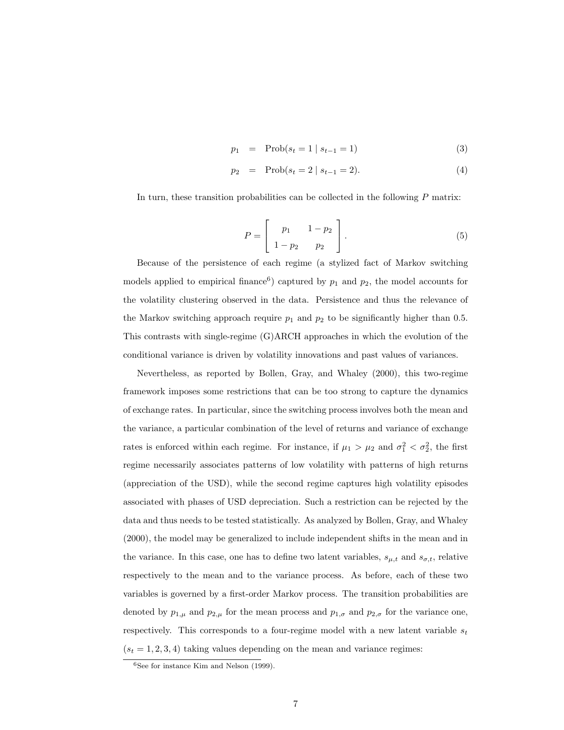$$p_1 = \text{Prob}(s_t = 1 \mid s_{t-1} = 1) \tag{3}$$

$$p_2 = \text{Prob}(s_t = 2 \mid s_{t-1} = 2). \tag{4}$$

In turn, these transition probabilities can be collected in the following $P$ matrix:

$$P = \begin{bmatrix} p_1 & 1 - p_2 \\ 1 - p_2 & p_2 \end{bmatrix}. \tag{5}$$

Because of the persistence of each regime (a stylized fact of Markov switching models applied to empirical finance[6]) captured by $p_1$ and $p_2$, the model accounts for the volatility clustering observed in the data. Persistence and thus the relevance of the Markov switching approach require $p_1$ and $p_2$ to be significantly higher than 0.5. This contrasts with single-regime (G)ARCH approaches in which the evolution of the conditional variance is driven by volatility innovations and past values of variances.

Nevertheless, as reported by Bollen, Gray, and Whaley (2000), this two-regime framework imposes some restrictions that can be too strong to capture the dynamics of exchange rates. In particular, since the switching process involves both the mean and the variance, a particular combination of the level of returns and variance of exchange rates is enforced within each regime. For instance, if $\mu_1 > \mu_2$ and $\sigma_1^2 < \sigma_2^2$, the first regime necessarily associates patterns of low volatility with patterns of high returns (appreciation of the USD), while the second regime captures high volatility episodes associated with phases of USD depreciation. Such a restriction can be rejected by the data and thus needs to be tested statistically. As analyzed by Bollen, Gray, and Whaley (2000), the model may be generalized to include independent shifts in the mean and in the variance. In this case, one has to define two latent variables, $s_{\mu,t}$ and $s_{\sigma,t}$, relative respectively to the mean and to the variance process. As before, each of these two variables is governed by a first-order Markov process. The transition probabilities are denoted by $p_{1,\mu}$ and $p_{2,\mu}$ for the mean process and $p_{1,\sigma}$ and $p_{2,\sigma}$ for the variance one, respectively. This corresponds to a four-regime model with a new latent variable $s_t$ ($s_t = 1, 2, 3, 4$) taking values depending on the mean and variance regimes:

[6] See for instance Kim and Nelson (1999).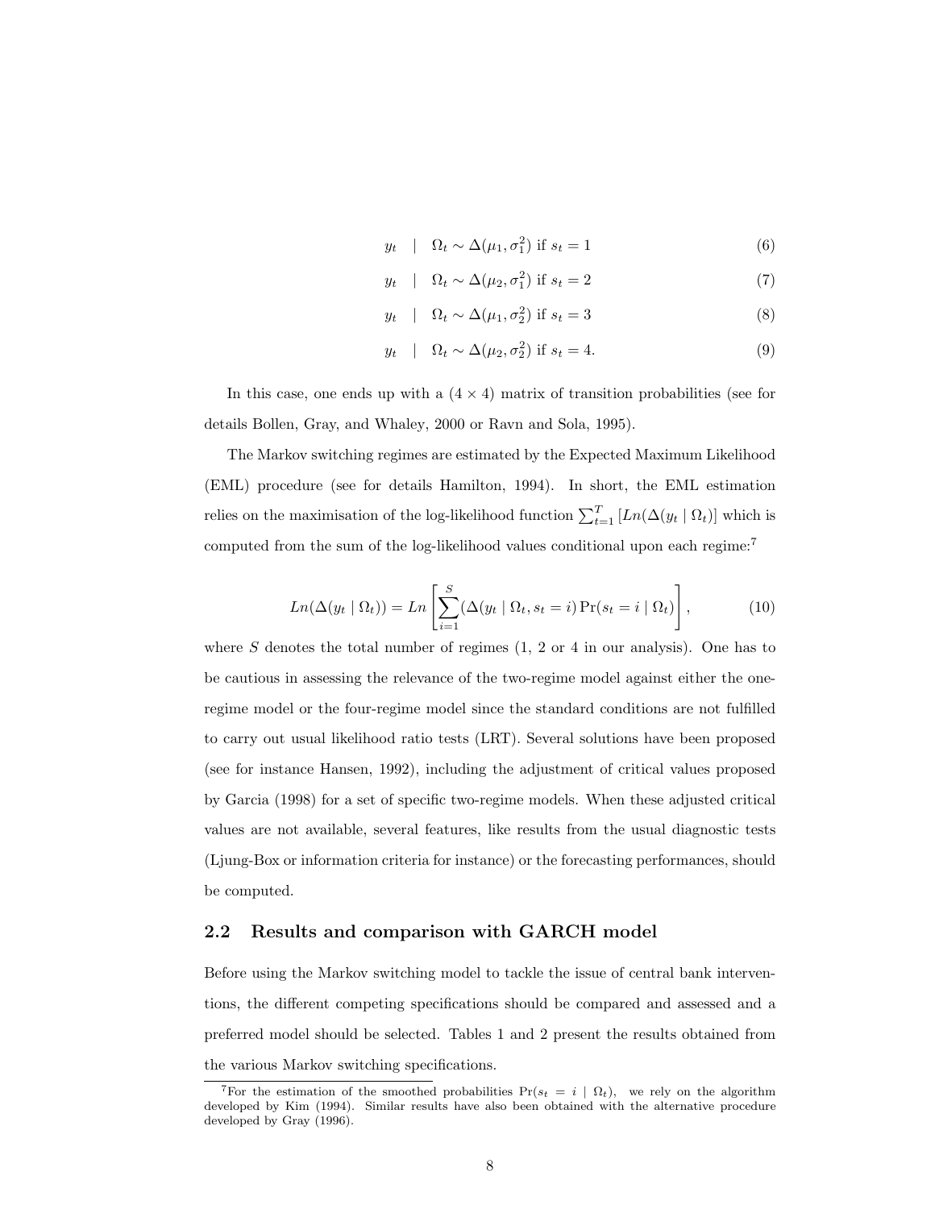$$y_t \mid \Omega_t \sim \Delta(\mu_1, \sigma_1^2) \text{ if } s_t = 1 \tag{6}$$

$$y_t \mid \Omega_t \sim \Delta(\mu_2, \sigma_1^2) \text{ if } s_t = 2 \tag{7}$$

$$y_t \mid \Omega_t \sim \Delta(\mu_1, \sigma_2^2) \text{ if } s_t = 3 \tag{8}$$

$$y_t \mid \Omega_t \sim \Delta(\mu_2, \sigma_2^2) \text{ if } s_t = 4. \tag{9}$$

In this case, one ends up with a $(4 \times 4)$ matrix of transition probabilities (see for details Bollen, Gray, and Whaley, 2000 or Ravn and Sola, 1995).

The Markov switching regimes are estimated by the Expected Maximum Likelihood (EML) procedure (see for details Hamilton, 1994). In short, the EML estimation relies on the maximisation of the log-likelihood function $\sum_{t=1}^{T} [Ln(\Delta(y_t \mid \Omega_t)]$ which is computed from the sum of the log-likelihood values conditional upon each regime:[7]

$$Ln(\Delta(y_t \mid \Omega_t)) = Ln\left[\sum_{i=1}^{S} (\Delta(y_t \mid \Omega_t, s_t = i) \Pr(s_t = i \mid \Omega_t)\right], \tag{10}$$

where $S$ denotes the total number of regimes (1, 2 or 4 in our analysis). One has to be cautious in assessing the relevance of the two-regime model against either the one-regime model or the four-regime model since the standard conditions are not fulfilled to carry out usual likelihood ratio tests (LRT). Several solutions have been proposed (see for instance Hansen, 1992), including the adjustment of critical values proposed by Garcia (1998) for a set of specific two-regime models. When these adjusted critical values are not available, several features, like results from the usual diagnostic tests (Ljung-Box or information criteria for instance) or the forecasting performances, should be computed.

## 2.2 Results and comparison with GARCH model

Before using the Markov switching model to tackle the issue of central bank interventions, the different competing specifications should be compared and assessed and a preferred model should be selected. Tables 1 and 2 present the results obtained from the various Markov switching specifications.

[7] For the estimation of the smoothed probabilities $\Pr(s_t = i \mid \Omega_t)$, we rely on the algorithm developed by Kim (1994). Similar results have also been obtained with the alternative procedure developed by Gray (1996).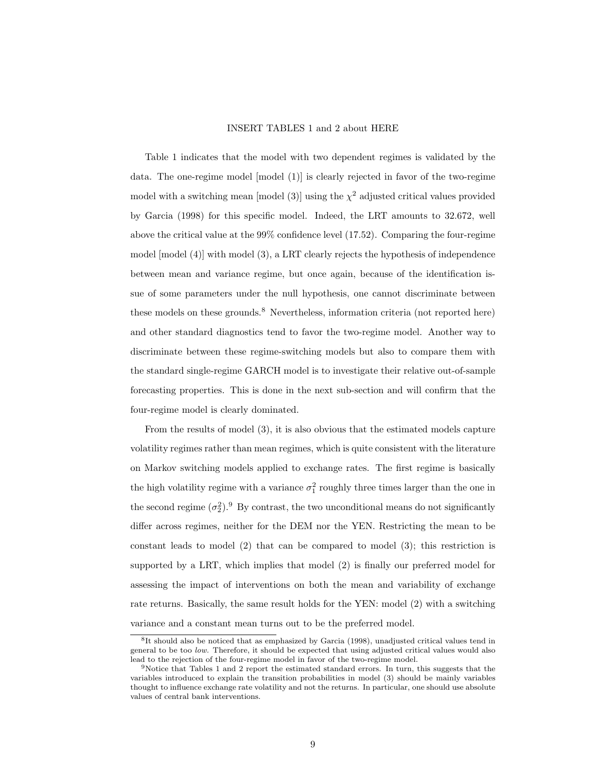INSERT TABLES 1 and 2 about HERE

Table 1 indicates that the model with two dependent regimes is validated by the data. The one-regime model [model (1)] is clearly rejected in favor of the two-regime model with a switching mean [model (3)] using the $\chi^2$ adjusted critical values provided by Garcia (1998) for this specific model. Indeed, the LRT amounts to 32.672, well above the critical value at the 99% confidence level (17.52). Comparing the four-regime model [model (4)] with model (3), a LRT clearly rejects the hypothesis of independence between mean and variance regime, but once again, because of the identification issue of some parameters under the null hypothesis, one cannot discriminate between these models on these grounds.[8] Nevertheless, information criteria (not reported here) and other standard diagnostics tend to favor the two-regime model. Another way to discriminate between these regime-switching models but also to compare them with the standard single-regime GARCH model is to investigate their relative out-of-sample forecasting properties. This is done in the next sub-section and will confirm that the four-regime model is clearly dominated.

From the results of model (3), it is also obvious that the estimated models capture volatility regimes rather than mean regimes, which is quite consistent with the literature on Markov switching models applied to exchange rates. The first regime is basically the high volatility regime with a variance $\sigma_1^2$ roughly three times larger than the one in the second regime ($\sigma_2^2$).[9] By contrast, the two unconditional means do not significantly differ across regimes, neither for the DEM nor the YEN. Restricting the mean to be constant leads to model (2) that can be compared to model (3); this restriction is supported by a LRT, which implies that model (2) is finally our preferred model for assessing the impact of interventions on both the mean and variability of exchange rate returns. Basically, the same result holds for the YEN: model (2) with a switching variance and a constant mean turns out to be the preferred model.

[8] It should also be noticed that as emphasized by Garcia (1998), unadjusted critical values tend in general to be too *low*. Therefore, it should be expected that using adjusted critical values would also lead to the rejection of the four-regime model in favor of the two-regime model.

[9] Notice that Tables 1 and 2 report the estimated standard errors. In turn, this suggests that the variables introduced to explain the transition probabilities in model (3) should be mainly variables thought to influence exchange rate volatility and not the returns. In particular, one should use absolute values of central bank interventions.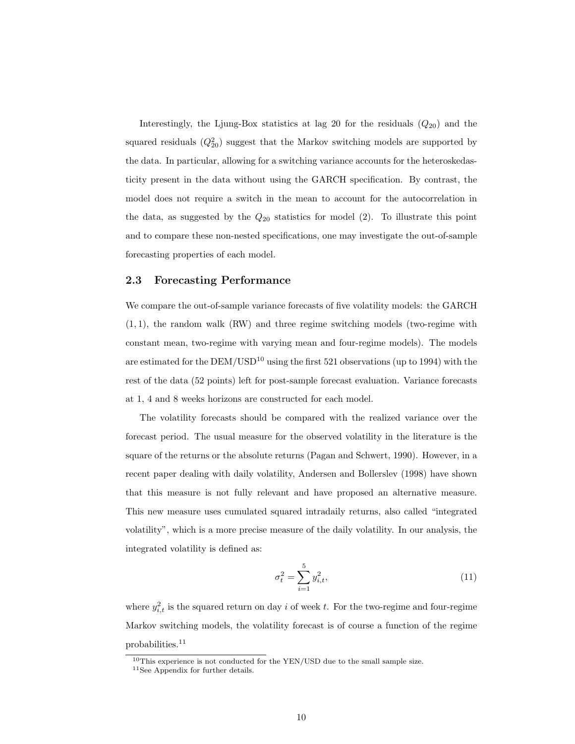Interestingly, the Ljung-Box statistics at lag 20 for the residuals ($Q_{20}$) and the squared residuals ($Q^2_{20}$) suggest that the Markov switching models are supported by the data. In particular, allowing for a switching variance accounts for the heteroskedasticity present in the data without using the GARCH specification. By contrast, the model does not require a switch in the mean to account for the autocorrelation in the data, as suggested by the $Q_{20}$ statistics for model (2). To illustrate this point and to compare these non-nested specifications, one may investigate the out-of-sample forecasting properties of each model.

## 2.3 Forecasting Performance

We compare the out-of-sample variance forecasts of five volatility models: the GARCH $(1,1)$, the random walk (RW) and three regime switching models (two-regime with constant mean, two-regime with varying mean and four-regime models). The models are estimated for the DEM/USD[10] using the first 521 observations (up to 1994) with the rest of the data (52 points) left for post-sample forecast evaluation. Variance forecasts at 1, 4 and 8 weeks horizons are constructed for each model.

The volatility forecasts should be compared with the realized variance over the forecast period. The usual measure for the observed volatility in the literature is the square of the returns or the absolute returns (Pagan and Schwert, 1990). However, in a recent paper dealing with daily volatility, Andersen and Bollerslev (1998) have shown that this measure is not fully relevant and have proposed an alternative measure. This new measure uses cumulated squared intradaily returns, also called "integrated volatility", which is a more precise measure of the daily volatility. In our analysis, the integrated volatility is defined as:

$$\sigma_t^2 = \sum_{i=1}^{5} y_{i,t}^2, \tag{11}$$

where $y_{i,t}^2$ is the squared return on day $i$ of week $t$. For the two-regime and four-regime Markov switching models, the volatility forecast is of course a function of the regime probabilities.[11]

[10] This experience is not conducted for the YEN/USD due to the small sample size.

[11] See Appendix for further details.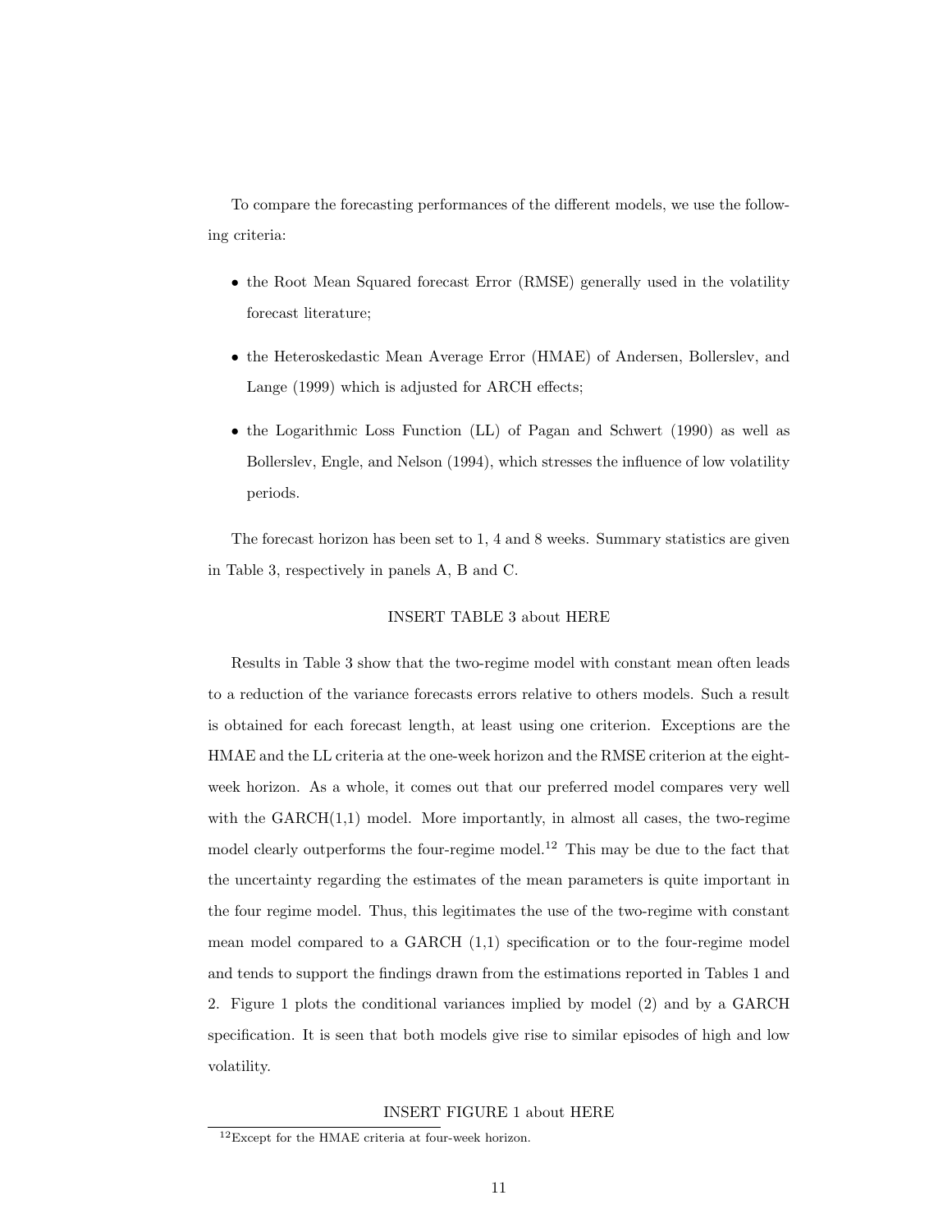To compare the forecasting performances of the different models, we use the following criteria:

- the Root Mean Squared forecast Error (RMSE) generally used in the volatility forecast literature;
- the Heteroskedastic Mean Average Error (HMAE) of Andersen, Bollerslev, and Lange (1999) which is adjusted for ARCH effects;
- the Logarithmic Loss Function (LL) of Pagan and Schwert (1990) as well as Bollerslev, Engle, and Nelson (1994), which stresses the influence of low volatility periods.

The forecast horizon has been set to 1, 4 and 8 weeks. Summary statistics are given in Table 3, respectively in panels A, B and C.

INSERT TABLE 3 about HERE

Results in Table 3 show that the two-regime model with constant mean often leads to a reduction of the variance forecasts errors relative to others models. Such a result is obtained for each forecast length, at least using one criterion. Exceptions are the HMAE and the LL criteria at the one-week horizon and the RMSE criterion at the eight-week horizon. As a whole, it comes out that our preferred model compares very well with the GARCH(1,1) model. More importantly, in almost all cases, the two-regime model clearly outperforms the four-regime model.[12] This may be due to the fact that the uncertainty regarding the estimates of the mean parameters is quite important in the four regime model. Thus, this legitimates the use of the two-regime with constant mean model compared to a GARCH (1,1) specification or to the four-regime model and tends to support the findings drawn from the estimations reported in Tables 1 and 2. Figure 1 plots the conditional variances implied by model (2) and by a GARCH specification. It is seen that both models give rise to similar episodes of high and low volatility.

INSERT FIGURE 1 about HERE

[12] Except for the HMAE criteria at four-week horizon.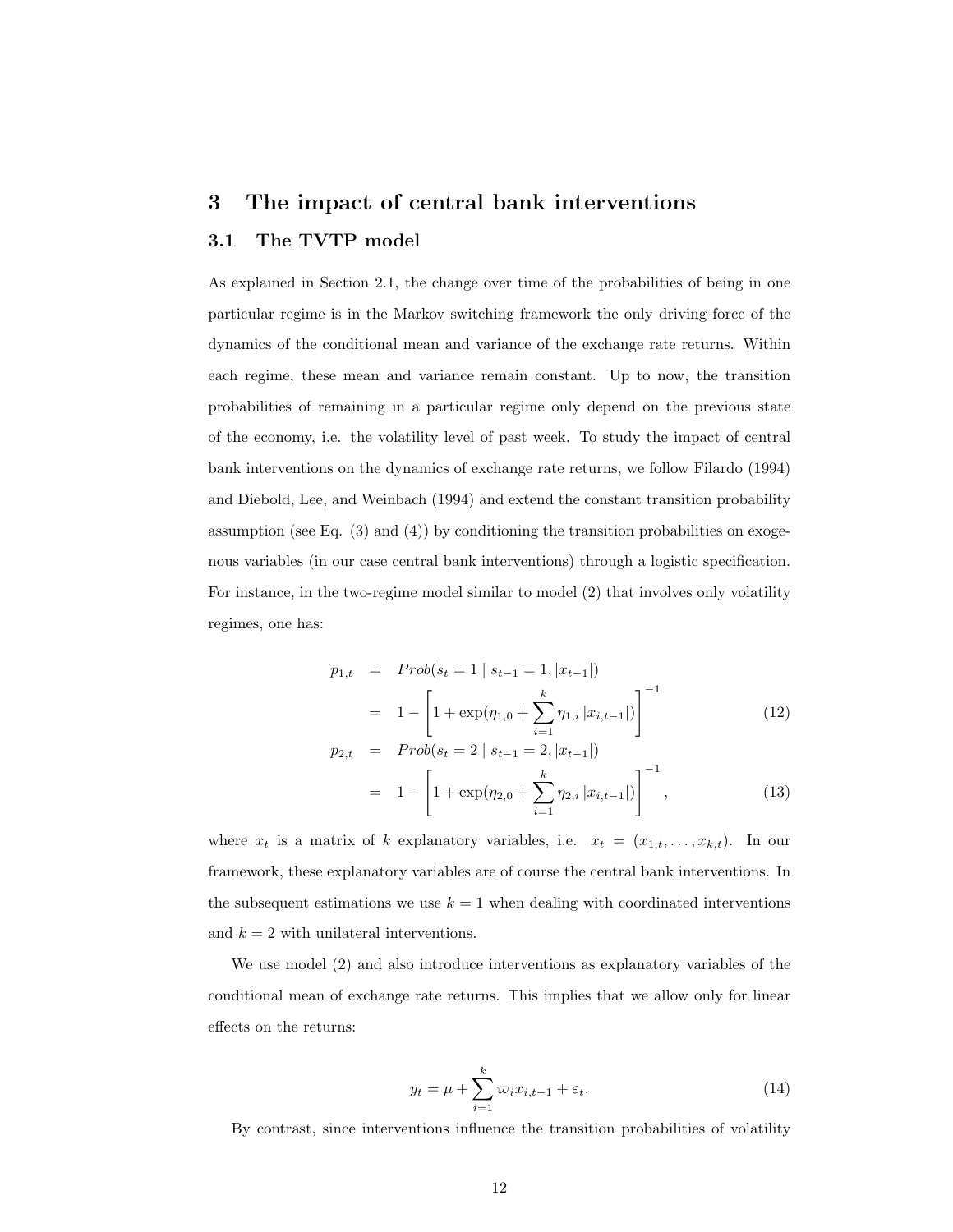## 3 The impact of central bank interventions

### 3.1 The TVTP model

As explained in Section 2.1, the change over time of the probabilities of being in one particular regime is in the Markov switching framework the only driving force of the dynamics of the conditional mean and variance of the exchange rate returns. Within each regime, these mean and variance remain constant. Up to now, the transition probabilities of remaining in a particular regime only depend on the previous state of the economy, i.e. the volatility level of past week. To study the impact of central bank interventions on the dynamics of exchange rate returns, we follow Filardo (1994) and Diebold, Lee, and Weinbach (1994) and extend the constant transition probability assumption (see Eq. (3) and (4)) by conditioning the transition probabilities on exogenous variables (in our case central bank interventions) through a logistic specification. For instance, in the two-regime model similar to model (2) that involves only volatility regimes, one has:

$$
\begin{aligned}
p_{1,t} &= Prob(s_t = 1 \mid s_{t-1} = 1, |x_{t-1}|) \\
&= 1 - \left[ 1 + \exp(\eta_{1,0} + \sum_{i=1}^{k} \eta_{1,i} \, |x_{i,t-1}|) \right]^{-1} && (12) \\
p_{2,t} &= Prob(s_t = 2 \mid s_{t-1} = 2, |x_{t-1}|) \\
&= 1 - \left[ 1 + \exp(\eta_{2,0} + \sum_{i=1}^{k} \eta_{2,i} \, |x_{i,t-1}|) \right]^{-1}, && (13)
\end{aligned}
$$

where $x_t$ is a matrix of $k$ explanatory variables, i.e. $x_t = (x_{1,t}, \ldots, x_{k,t})$. In our framework, these explanatory variables are of course the central bank interventions. In the subsequent estimations we use $k = 1$ when dealing with coordinated interventions and $k = 2$ with unilateral interventions.

We use model (2) and also introduce interventions as explanatory variables of the conditional mean of exchange rate returns. This implies that we allow only for linear effects on the returns:

$$
y_t = \mu + \sum_{i=1}^{k} \varpi_i x_{i,t-1} + \varepsilon_t. \tag{14}
$$

By contrast, since interventions influence the transition probabilities of volatility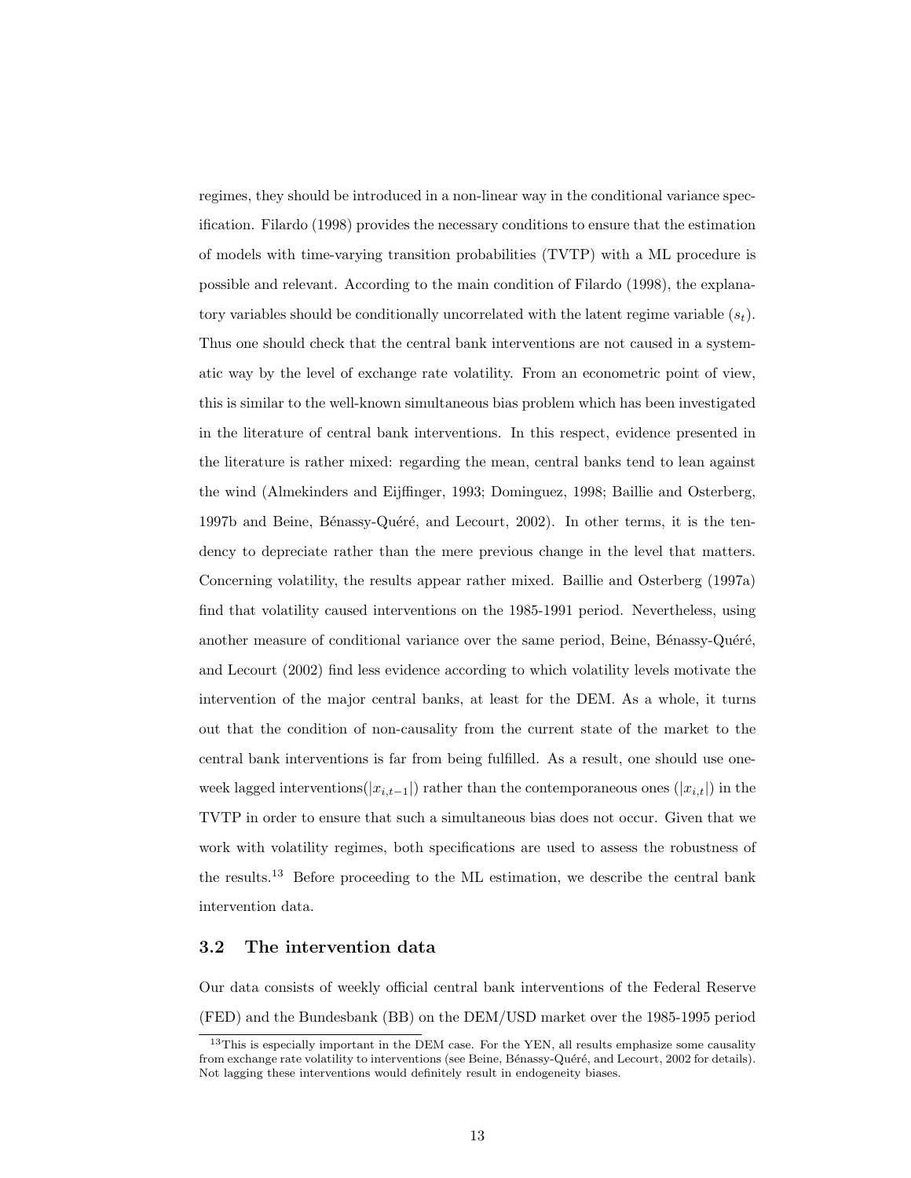regimes, they should be introduced in a non-linear way in the conditional variance specification. Filardo (1998) provides the necessary conditions to ensure that the estimation of models with time-varying transition probabilities (TVTP) with a ML procedure is possible and relevant. According to the main condition of Filardo (1998), the explanatory variables should be conditionally uncorrelated with the latent regime variable ($s_t$). Thus one should check that the central bank interventions are not caused in a systematic way by the level of exchange rate volatility. From an econometric point of view, this is similar to the well-known simultaneous bias problem which has been investigated in the literature of central bank interventions. In this respect, evidence presented in the literature is rather mixed: regarding the mean, central banks tend to lean against the wind (Almekinders and Eijffinger, 1993; Dominguez, 1998; Baillie and Osterberg, 1997b and Beine, Bénassy-Quéré, and Lecourt, 2002). In other terms, it is the tendency to depreciate rather than the mere previous change in the level that matters. Concerning volatility, the results appear rather mixed. Baillie and Osterberg (1997a) find that volatility caused interventions on the 1985-1991 period. Nevertheless, using another measure of conditional variance over the same period, Beine, Bénassy-Quéré, and Lecourt (2002) find less evidence according to which volatility levels motivate the intervention of the major central banks, at least for the DEM. As a whole, it turns out that the condition of non-causality from the current state of the market to the central bank interventions is far from being fulfilled. As a result, one should use one-week lagged interventions($|x_{i,t-1}|$) rather than the contemporaneous ones ($|x_{i,t}|$) in the TVTP in order to ensure that such a simultaneous bias does not occur. Given that we work with volatility regimes, both specifications are used to assess the robustness of the results.[13] Before proceeding to the ML estimation, we describe the central bank intervention data.

### 3.2 The intervention data

Our data consists of weekly official central bank interventions of the Federal Reserve (FED) and the Bundesbank (BB) on the DEM/USD market over the 1985-1995 period

[13] This is especially important in the DEM case. For the YEN, all results emphasize some causality from exchange rate volatility to interventions (see Beine, Bénassy-Quéré, and Lecourt, 2002 for details). Not lagging these interventions would definitely result in endogeneity biases.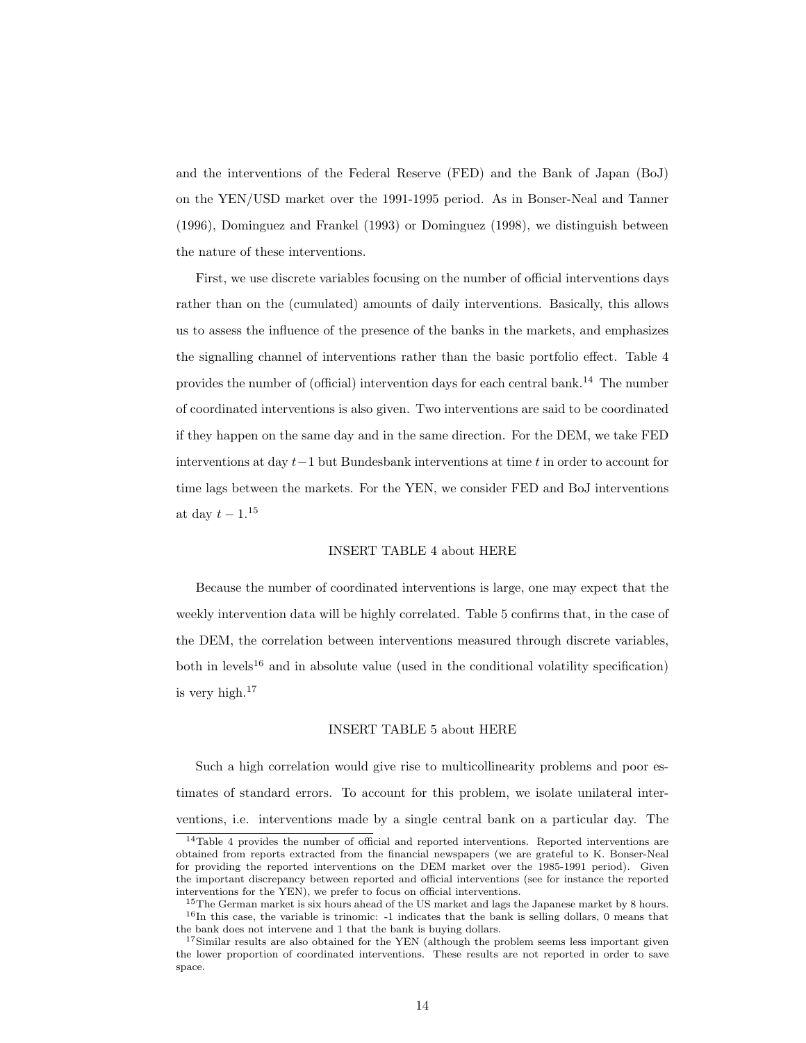and the interventions of the Federal Reserve (FED) and the Bank of Japan (BoJ) on the YEN/USD market over the 1991-1995 period. As in Bonser-Neal and Tanner (1996), Dominguez and Frankel (1993) or Dominguez (1998), we distinguish between the nature of these interventions.

First, we use discrete variables focusing on the number of official interventions days rather than on the (cumulated) amounts of daily interventions. Basically, this allows us to assess the influence of the presence of the banks in the markets, and emphasizes the signalling channel of interventions rather than the basic portfolio effect. Table 4 provides the number of (official) intervention days for each central bank.[14] The number of coordinated interventions is also given. Two interventions are said to be coordinated if they happen on the same day and in the same direction. For the DEM, we take FED interventions at day $t-1$ but Bundesbank interventions at time $t$ in order to account for time lags between the markets. For the YEN, we consider FED and BoJ interventions at day $t-1$.[15]

INSERT TABLE 4 about HERE

Because the number of coordinated interventions is large, one may expect that the weekly intervention data will be highly correlated. Table 5 confirms that, in the case of the DEM, the correlation between interventions measured through discrete variables, both in levels[16] and in absolute value (used in the conditional volatility specification) is very high.[17]

INSERT TABLE 5 about HERE

Such a high correlation would give rise to multicollinearity problems and poor estimates of standard errors. To account for this problem, we isolate unilateral interventions, i.e. interventions made by a single central bank on a particular day. The

[14] Table 4 provides the number of official and reported interventions. Reported interventions are obtained from reports extracted from the financial newspapers (we are grateful to K. Bonser-Neal for providing the reported interventions on the DEM market over the 1985-1991 period). Given the important discrepancy between reported and official interventions (see for instance the reported interventions for the YEN), we prefer to focus on official interventions.

[15] The German market is six hours ahead of the US market and lags the Japanese market by 8 hours.

[16] In this case, the variable is trinomic: -1 indicates that the bank is selling dollars, 0 means that the bank does not intervene and 1 that the bank is buying dollars.

[17] Similar results are also obtained for the YEN (although the problem seems less important given the lower proportion of coordinated interventions. These results are not reported in order to save space.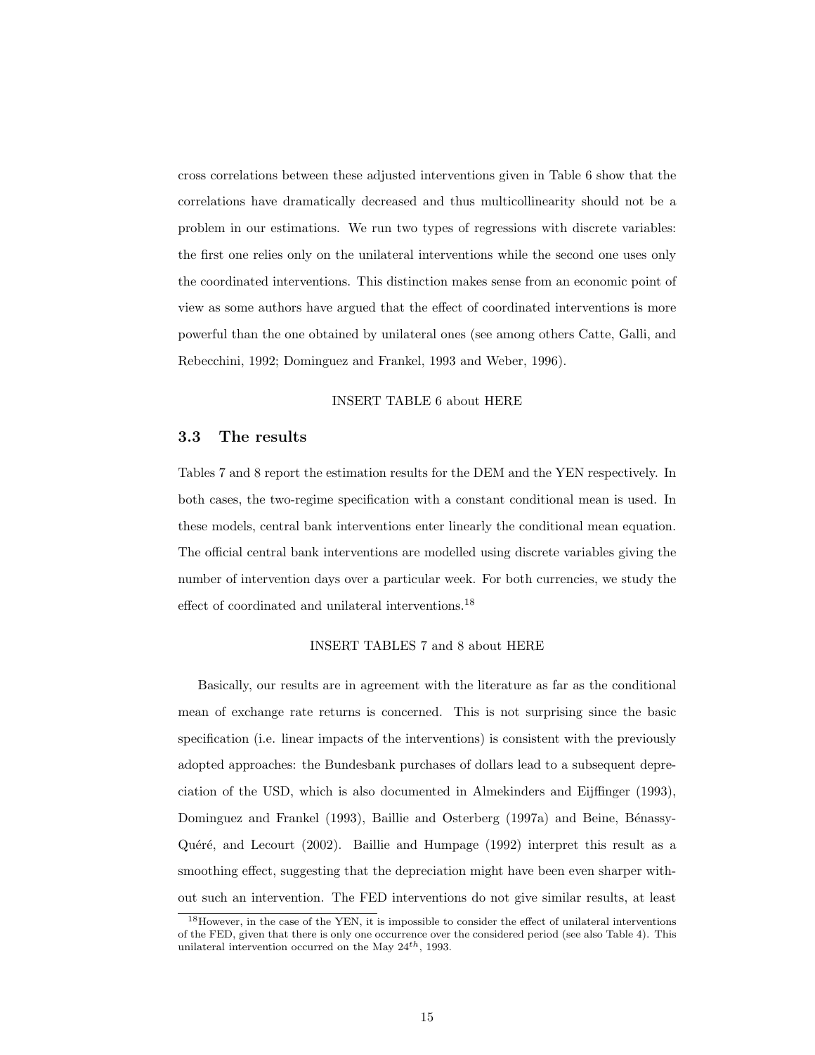cross correlations between these adjusted interventions given in Table 6 show that the correlations have dramatically decreased and thus multicollinearity should not be a problem in our estimations. We run two types of regressions with discrete variables: the first one relies only on the unilateral interventions while the second one uses only the coordinated interventions. This distinction makes sense from an economic point of view as some authors have argued that the effect of coordinated interventions is more powerful than the one obtained by unilateral ones (see among others Catte, Galli, and Rebecchini, 1992; Dominguez and Frankel, 1993 and Weber, 1996).

INSERT TABLE 6 about HERE

### 3.3 The results

Tables 7 and 8 report the estimation results for the DEM and the YEN respectively. In both cases, the two-regime specification with a constant conditional mean is used. In these models, central bank interventions enter linearly the conditional mean equation. The official central bank interventions are modelled using discrete variables giving the number of intervention days over a particular week. For both currencies, we study the effect of coordinated and unilateral interventions.[18]

INSERT TABLES 7 and 8 about HERE

Basically, our results are in agreement with the literature as far as the conditional mean of exchange rate returns is concerned. This is not surprising since the basic specification (i.e. linear impacts of the interventions) is consistent with the previously adopted approaches: the Bundesbank purchases of dollars lead to a subsequent depreciation of the USD, which is also documented in Almekinders and Eijffinger (1993), Dominguez and Frankel (1993), Baillie and Osterberg (1997a) and Beine, Bénassy-Quéré, and Lecourt (2002). Baillie and Humpage (1992) interpret this result as a smoothing effect, suggesting that the depreciation might have been even sharper without such an intervention. The FED interventions do not give similar results, at least

[18] However, in the case of the YEN, it is impossible to consider the effect of unilateral interventions of the FED, given that there is only one occurrence over the considered period (see also Table 4). This unilateral intervention occurred on the May $24^{th}$, 1993.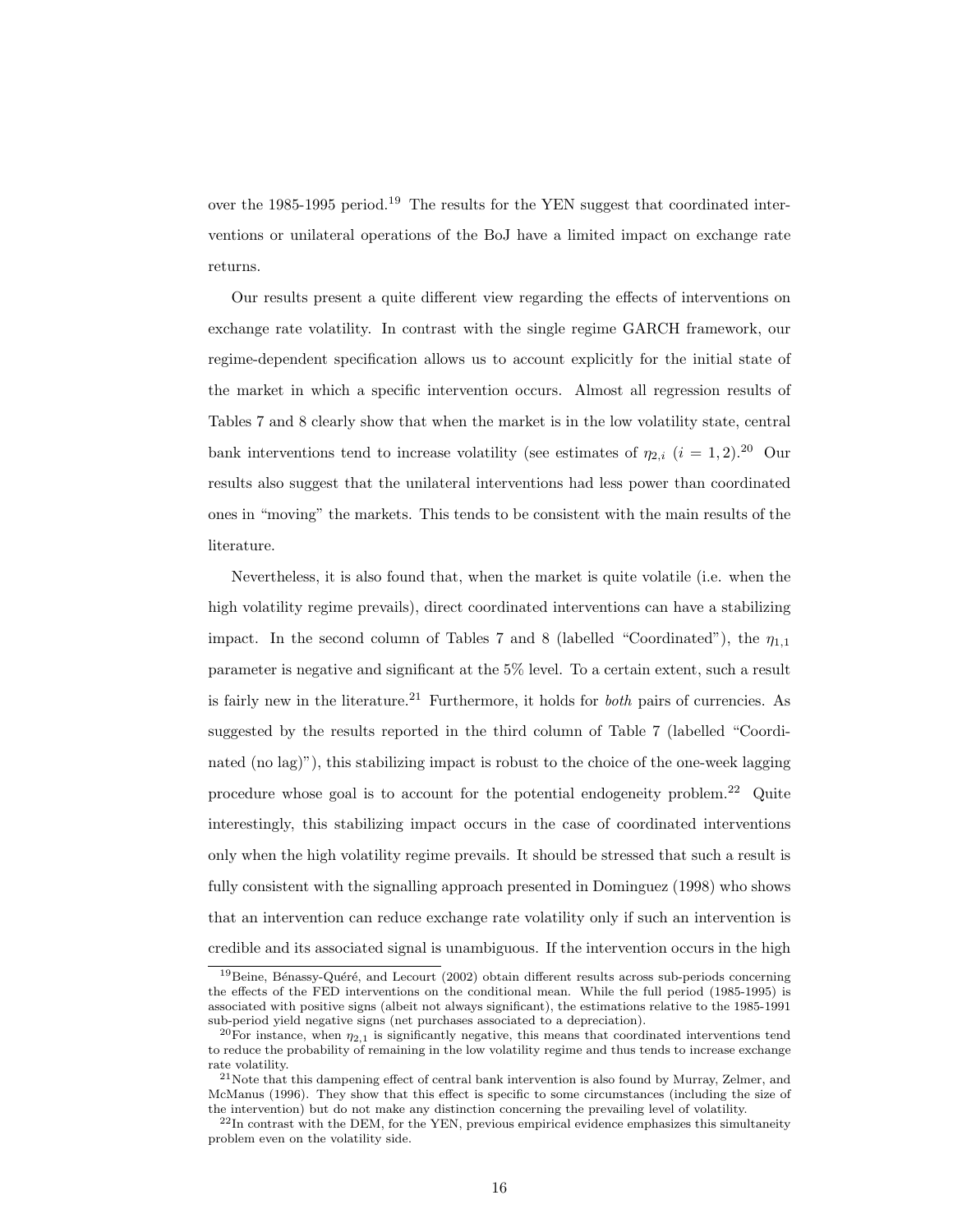over the 1985-1995 period.[19] The results for the YEN suggest that coordinated interventions or unilateral operations of the BoJ have a limited impact on exchange rate returns.

Our results present a quite different view regarding the effects of interventions on exchange rate volatility. In contrast with the single regime GARCH framework, our regime-dependent specification allows us to account explicitly for the initial state of the market in which a specific intervention occurs. Almost all regression results of Tables 7 and 8 clearly show that when the market is in the low volatility state, central bank interventions tend to increase volatility (see estimates of $\eta_{2,i}$ $(i = 1, 2)$.[20] Our results also suggest that the unilateral interventions had less power than coordinated ones in "moving" the markets. This tends to be consistent with the main results of the literature.

Nevertheless, it is also found that, when the market is quite volatile (i.e. when the high volatility regime prevails), direct coordinated interventions can have a stabilizing impact. In the second column of Tables 7 and 8 (labelled "Coordinated"), the $\eta_{1,1}$ parameter is negative and significant at the 5% level. To a certain extent, such a result is fairly new in the literature.[21] Furthermore, it holds for *both* pairs of currencies. As suggested by the results reported in the third column of Table 7 (labelled "Coordinated (no lag)"), this stabilizing impact is robust to the choice of the one-week lagging procedure whose goal is to account for the potential endogeneity problem.[22] Quite interestingly, this stabilizing impact occurs in the case of coordinated interventions only when the high volatility regime prevails. It should be stressed that such a result is fully consistent with the signalling approach presented in Dominguez (1998) who shows that an intervention can reduce exchange rate volatility only if such an intervention is credible and its associated signal is unambiguous. If the intervention occurs in the high

[19] Beine, Bénassy-Quéré, and Lecourt (2002) obtain different results across sub-periods concerning the effects of the FED interventions on the conditional mean. While the full period (1985-1995) is associated with positive signs (albeit not always significant), the estimations relative to the 1985-1991 sub-period yield negative signs (net purchases associated to a depreciation).

[20] For instance, when $\eta_{2,1}$ is significantly negative, this means that coordinated interventions tend to reduce the probability of remaining in the low volatility regime and thus tends to increase exchange rate volatility.

[21] Note that this dampening effect of central bank intervention is also found by Murray, Zelmer, and McManus (1996). They show that this effect is specific to some circumstances (including the size of the intervention) but do not make any distinction concerning the prevailing level of volatility.

[22] In contrast with the DEM, for the YEN, previous empirical evidence emphasizes this simultaneity problem even on the volatility side.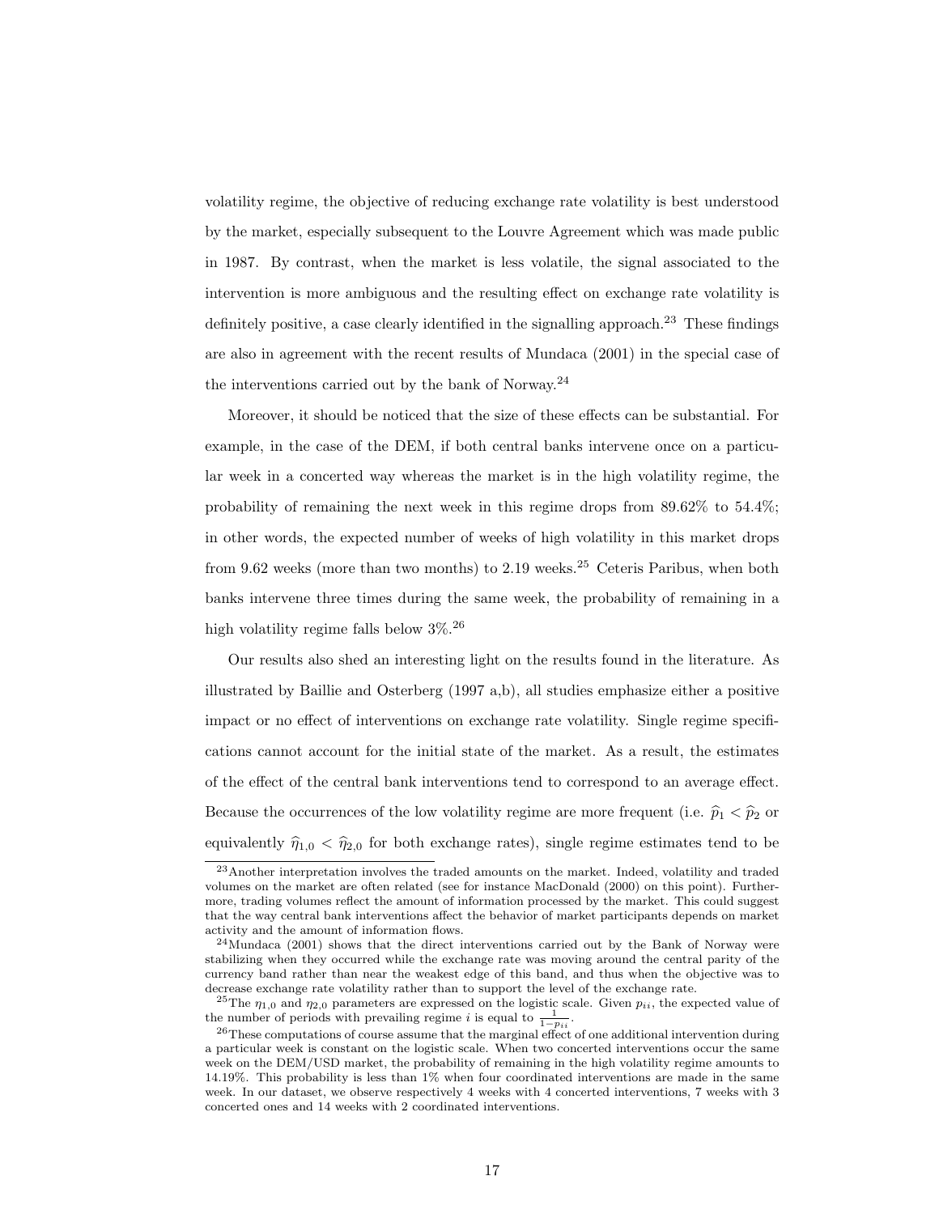volatility regime, the objective of reducing exchange rate volatility is best understood by the market, especially subsequent to the Louvre Agreement which was made public in 1987. By contrast, when the market is less volatile, the signal associated to the intervention is more ambiguous and the resulting effect on exchange rate volatility is definitely positive, a case clearly identified in the signalling approach.[23] These findings are also in agreement with the recent results of Mundaca (2001) in the special case of the interventions carried out by the bank of Norway.[24]

Moreover, it should be noticed that the size of these effects can be substantial. For example, in the case of the DEM, if both central banks intervene once on a particular week in a concerted way whereas the market is in the high volatility regime, the probability of remaining the next week in this regime drops from 89.62% to 54.4%; in other words, the expected number of weeks of high volatility in this market drops from 9.62 weeks (more than two months) to 2.19 weeks.[25] Ceteris Paribus, when both banks intervene three times during the same week, the probability of remaining in a high volatility regime falls below 3%.[26]

Our results also shed an interesting light on the results found in the literature. As illustrated by Baillie and Osterberg (1997 a,b), all studies emphasize either a positive impact or no effect of interventions on exchange rate volatility. Single regime specifications cannot account for the initial state of the market. As a result, the estimates of the effect of the central bank interventions tend to correspond to an average effect. Because the occurrences of the low volatility regime are more frequent (i.e. $\widehat{p}_1 < \widehat{p}_2$ or equivalently $\widehat{\eta}_{1,0} < \widehat{\eta}_{2,0}$ for both exchange rates), single regime estimates tend to be

[23] Another interpretation involves the traded amounts on the market. Indeed, volatility and traded volumes on the market are often related (see for instance MacDonald (2000) on this point). Furthermore, trading volumes reflect the amount of information processed by the market. This could suggest that the way central bank interventions affect the behavior of market participants depends on market activity and the amount of information flows.

[24] Mundaca (2001) shows that the direct interventions carried out by the Bank of Norway were stabilizing when they occurred while the exchange rate was moving around the central parity of the currency band rather than near the weakest edge of this band, and thus when the objective was to decrease exchange rate volatility rather than to support the level of the exchange rate.

[25] The $\eta_{1,0}$ and $\eta_{2,0}$ parameters are expressed on the logistic scale. Given $p_{ii}$, the expected value of the number of periods with prevailing regime $i$ is equal to $\frac{1}{1-p_{ii}}$.

[26] These computations of course assume that the marginal effect of one additional intervention during a particular week is constant on the logistic scale. When two concerted interventions occur the same week on the DEM/USD market, the probability of remaining in the high volatility regime amounts to 14.19%. This probability is less than 1% when four coordinated interventions are made in the same week. In our dataset, we observe respectively 4 weeks with 4 concerted interventions, 7 weeks with 3 concerted ones and 14 weeks with 2 coordinated interventions.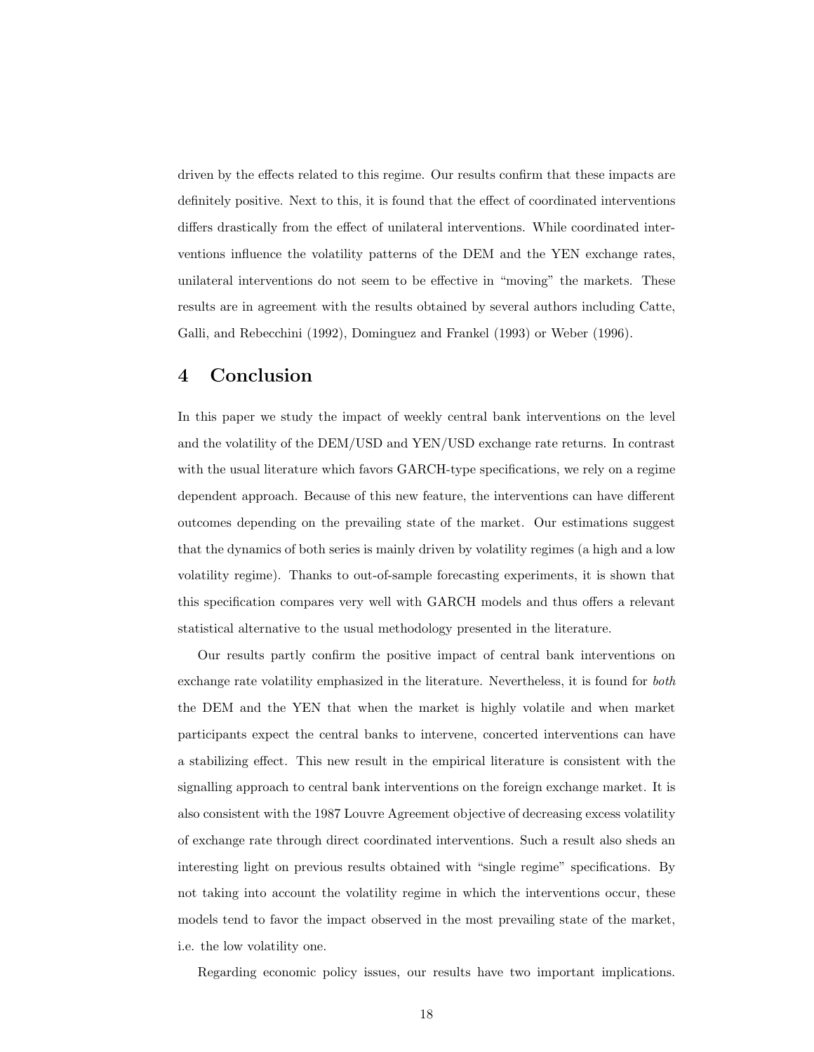driven by the effects related to this regime. Our results confirm that these impacts are definitely positive. Next to this, it is found that the effect of coordinated interventions differs drastically from the effect of unilateral interventions. While coordinated interventions influence the volatility patterns of the DEM and the YEN exchange rates, unilateral interventions do not seem to be effective in "moving" the markets. These results are in agreement with the results obtained by several authors including Catte, Galli, and Rebecchini (1992), Dominguez and Frankel (1993) or Weber (1996).

# 4 Conclusion

In this paper we study the impact of weekly central bank interventions on the level and the volatility of the DEM/USD and YEN/USD exchange rate returns. In contrast with the usual literature which favors GARCH-type specifications, we rely on a regime dependent approach. Because of this new feature, the interventions can have different outcomes depending on the prevailing state of the market. Our estimations suggest that the dynamics of both series is mainly driven by volatility regimes (a high and a low volatility regime). Thanks to out-of-sample forecasting experiments, it is shown that this specification compares very well with GARCH models and thus offers a relevant statistical alternative to the usual methodology presented in the literature.

Our results partly confirm the positive impact of central bank interventions on exchange rate volatility emphasized in the literature. Nevertheless, it is found for *both* the DEM and the YEN that when the market is highly volatile and when market participants expect the central banks to intervene, concerted interventions can have a stabilizing effect. This new result in the empirical literature is consistent with the signalling approach to central bank interventions on the foreign exchange market. It is also consistent with the 1987 Louvre Agreement objective of decreasing excess volatility of exchange rate through direct coordinated interventions. Such a result also sheds an interesting light on previous results obtained with "single regime" specifications. By not taking into account the volatility regime in which the interventions occur, these models tend to favor the impact observed in the most prevailing state of the market, i.e. the low volatility one.

Regarding economic policy issues, our results have two important implications.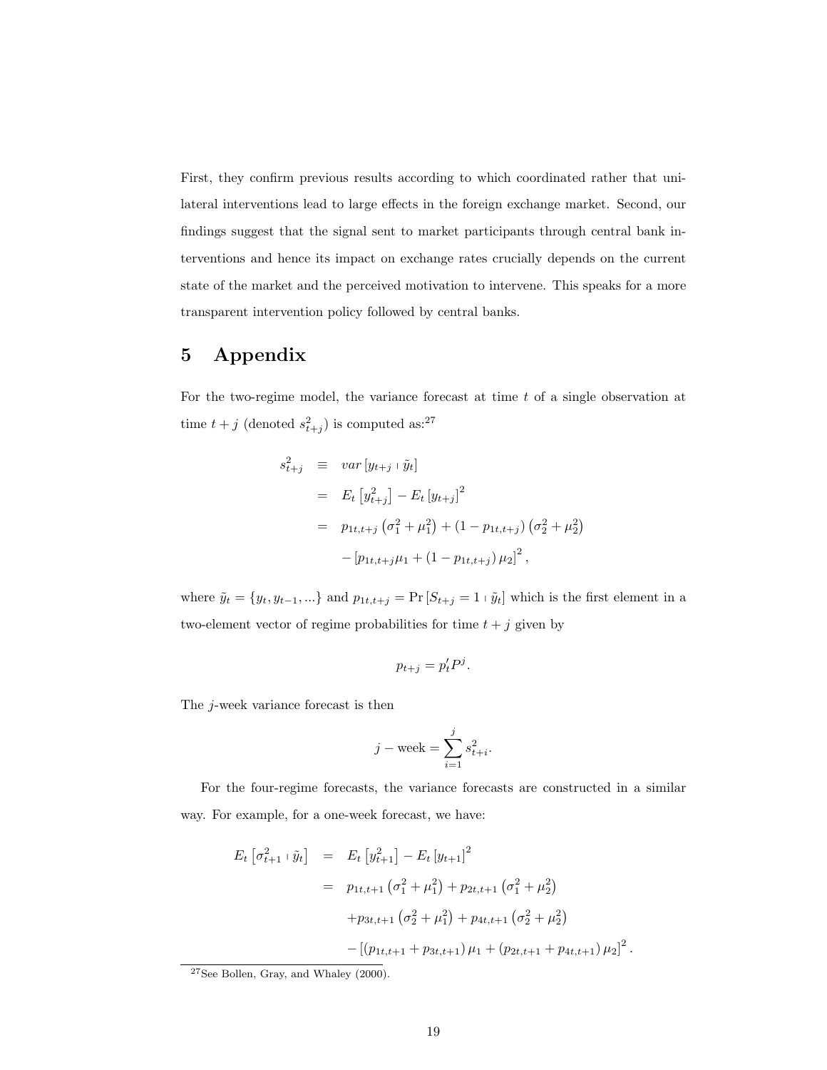First, they confirm previous results according to which coordinated rather that unilateral interventions lead to large effects in the foreign exchange market. Second, our findings suggest that the signal sent to market participants through central bank interventions and hence its impact on exchange rates crucially depends on the current state of the market and the perceived motivation to intervene. This speaks for a more transparent intervention policy followed by central banks.

# 5 Appendix

For the two-regime model, the variance forecast at time $t$ of a single observation at time $t+j$ (denoted $s^2_{t+j}$) is computed as:[27]

$$
\begin{aligned}
s^2_{t+j} &\equiv var\left[y_{t+j} \mid \tilde{y}_t\right] \\
&= E_t\left[y^2_{t+j}\right] - E_t\left[y_{t+j}\right]^2 \\
&= p_{1t,t+j}\left(\sigma_1^2 + \mu_1^2\right) + \left(1 - p_{1t,t+j}\right)\left(\sigma_2^2 + \mu_2^2\right) \\
&\quad - \left[p_{1t,t+j}\mu_1 + \left(1 - p_{1t,t+j}\right)\mu_2\right]^2,
\end{aligned}
$$

where $\tilde{y}_t = \{y_t, y_{t-1}, ...\}$ and $p_{1t,t+j} = \Pr\left[S_{t+j} = 1 \mid \tilde{y}_t\right]$ which is the first element in a two-element vector of regime probabilities for time $t+j$ given by

$$
p_{t+j} = p_t' P^j.
$$

The $j$-week variance forecast is then

$$
j - \text{week} = \sum_{i=1}^{j} s^2_{t+i}.
$$

For the four-regime forecasts, the variance forecasts are constructed in a similar way. For example, for a one-week forecast, we have:

$$
\begin{aligned}
E_t\left[\sigma^2_{t+1} \mid \tilde{y}_t\right] &= E_t\left[y^2_{t+1}\right] - E_t\left[y_{t+1}\right]^2 \\
&= p_{1t,t+1}\left(\sigma_1^2 + \mu_1^2\right) + p_{2t,t+1}\left(\sigma_1^2 + \mu_2^2\right) \\
&\quad + p_{3t,t+1}\left(\sigma_2^2 + \mu_1^2\right) + p_{4t,t+1}\left(\sigma_2^2 + \mu_2^2\right) \\
&\quad - \left[\left(p_{1t,t+1} + p_{3t,t+1}\right)\mu_1 + \left(p_{2t,t+1} + p_{4t,t+1}\right)\mu_2\right]^2.
\end{aligned}
$$

[27] See Bollen, Gray, and Whaley (2000).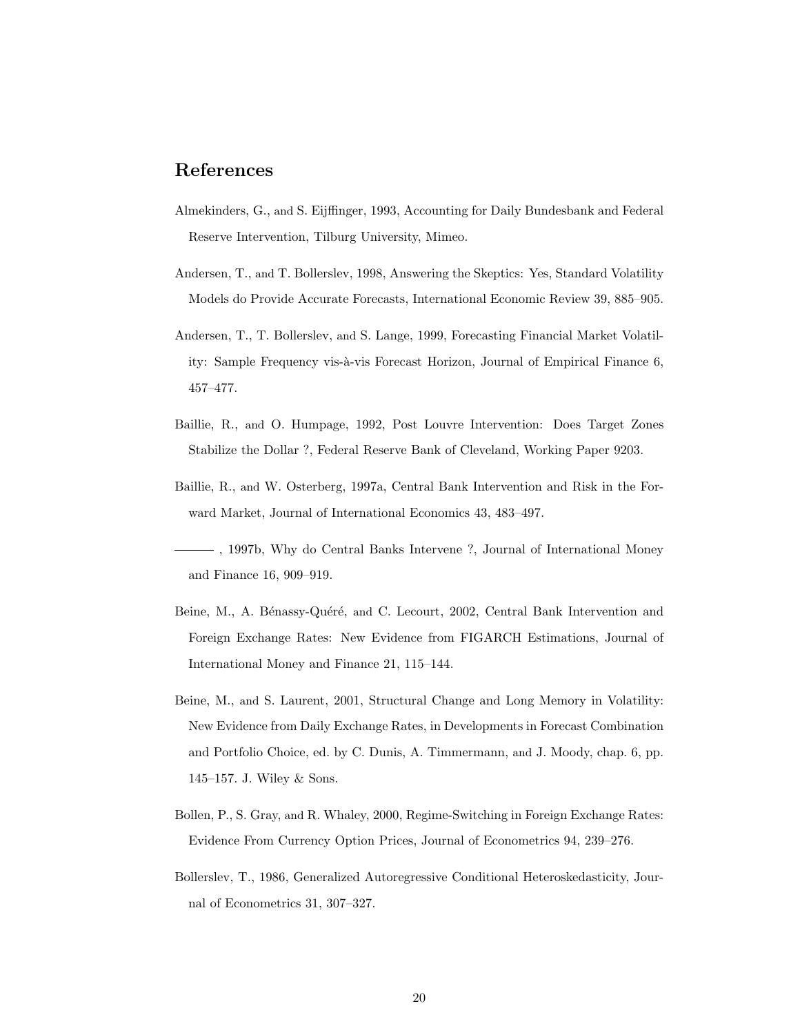# References

Almekinders, G., and S. Eijffinger, 1993, Accounting for Daily Bundesbank and Federal Reserve Intervention, Tilburg University, Mimeo.

Andersen, T., and T. Bollerslev, 1998, Answering the Skeptics: Yes, Standard Volatility Models do Provide Accurate Forecasts, International Economic Review 39, 885–905.

Andersen, T., T. Bollerslev, and S. Lange, 1999, Forecasting Financial Market Volatility: Sample Frequency vis-à-vis Forecast Horizon, Journal of Empirical Finance 6, 457–477.

Baillie, R., and O. Humpage, 1992, Post Louvre Intervention: Does Target Zones Stabilize the Dollar ?, Federal Reserve Bank of Cleveland, Working Paper 9203.

Baillie, R., and W. Osterberg, 1997a, Central Bank Intervention and Risk in the Forward Market, Journal of International Economics 43, 483–497.

——— , 1997b, Why do Central Banks Intervene ?, Journal of International Money and Finance 16, 909–919.

Beine, M., A. Bénassy-Quéré, and C. Lecourt, 2002, Central Bank Intervention and Foreign Exchange Rates: New Evidence from FIGARCH Estimations, Journal of International Money and Finance 21, 115–144.

Beine, M., and S. Laurent, 2001, Structural Change and Long Memory in Volatility: New Evidence from Daily Exchange Rates, in Developments in Forecast Combination and Portfolio Choice, ed. by C. Dunis, A. Timmermann, and J. Moody, chap. 6, pp. 145–157. J. Wiley & Sons.

Bollen, P., S. Gray, and R. Whaley, 2000, Regime-Switching in Foreign Exchange Rates: Evidence From Currency Option Prices, Journal of Econometrics 94, 239–276.

Bollerslev, T., 1986, Generalized Autoregressive Conditional Heteroskedasticity, Journal of Econometrics 31, 307–327.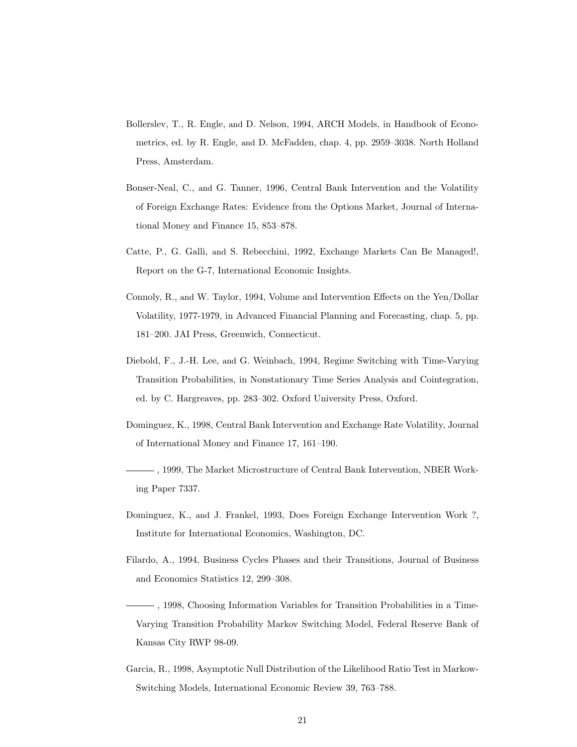Bollerslev, T., R. Engle, and D. Nelson, 1994, ARCH Models, in Handbook of Econometrics, ed. by R. Engle, and D. McFadden, chap. 4, pp. 2959–3038. North Holland Press, Amsterdam.

Bonser-Neal, C., and G. Tanner, 1996, Central Bank Intervention and the Volatility of Foreign Exchange Rates: Evidence from the Options Market, Journal of International Money and Finance 15, 853–878.

Catte, P., G. Galli, and S. Rebecchini, 1992, Exchange Markets Can Be Managed!, Report on the G-7, International Economic Insights.

Connoly, R., and W. Taylor, 1994, Volume and Intervention Effects on the Yen/Dollar Volatility, 1977-1979, in Advanced Financial Planning and Forecasting, chap. 5, pp. 181–200. JAI Press, Greenwich, Connecticut.

Diebold, F., J.-H. Lee, and G. Weinbach, 1994, Regime Switching with Time-Varying Transition Probabilities, in Nonstationary Time Series Analysis and Cointegration, ed. by C. Hargreaves, pp. 283–302. Oxford University Press, Oxford.

Dominguez, K., 1998, Central Bank Intervention and Exchange Rate Volatility, Journal of International Money and Finance 17, 161–190.

———, 1999, The Market Microstructure of Central Bank Intervention, NBER Working Paper 7337.

Dominguez, K., and J. Frankel, 1993, Does Foreign Exchange Intervention Work ?, Institute for International Economics, Washington, DC.

Filardo, A., 1994, Business Cycles Phases and their Transitions, Journal of Business and Economics Statistics 12, 299–308.

———, 1998, Choosing Information Variables for Transition Probabilities in a Time-Varying Transition Probability Markov Switching Model, Federal Reserve Bank of Kansas City RWP 98-09.

Garcia, R., 1998, Asymptotic Null Distribution of the Likelihood Ratio Test in Markow-Switching Models, International Economic Review 39, 763–788.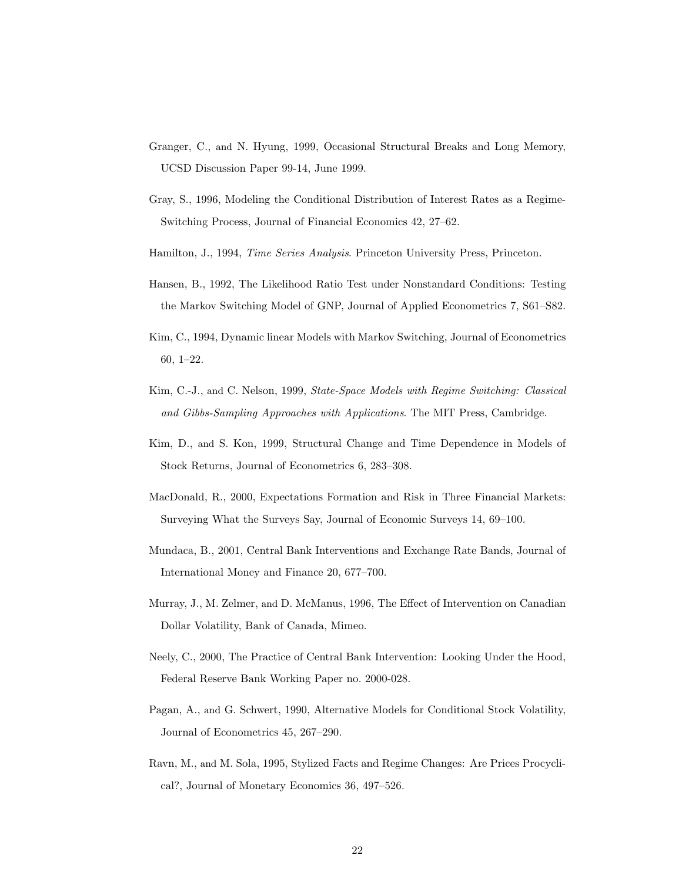Granger, C., and N. Hyung, 1999, Occasional Structural Breaks and Long Memory, UCSD Discussion Paper 99-14, June 1999.

Gray, S., 1996, Modeling the Conditional Distribution of Interest Rates as a Regime-Switching Process, Journal of Financial Economics 42, 27–62.

Hamilton, J., 1994, *Time Series Analysis*. Princeton University Press, Princeton.

Hansen, B., 1992, The Likelihood Ratio Test under Nonstandard Conditions: Testing the Markov Switching Model of GNP, Journal of Applied Econometrics 7, S61–S82.

Kim, C., 1994, Dynamic linear Models with Markov Switching, Journal of Econometrics 60, 1–22.

Kim, C.-J., and C. Nelson, 1999, *State-Space Models with Regime Switching: Classical and Gibbs-Sampling Approaches with Applications*. The MIT Press, Cambridge.

Kim, D., and S. Kon, 1999, Structural Change and Time Dependence in Models of Stock Returns, Journal of Econometrics 6, 283–308.

MacDonald, R., 2000, Expectations Formation and Risk in Three Financial Markets: Surveying What the Surveys Say, Journal of Economic Surveys 14, 69–100.

Mundaca, B., 2001, Central Bank Interventions and Exchange Rate Bands, Journal of International Money and Finance 20, 677–700.

Murray, J., M. Zelmer, and D. McManus, 1996, The Effect of Intervention on Canadian Dollar Volatility, Bank of Canada, Mimeo.

Neely, C., 2000, The Practice of Central Bank Intervention: Looking Under the Hood, Federal Reserve Bank Working Paper no. 2000-028.

Pagan, A., and G. Schwert, 1990, Alternative Models for Conditional Stock Volatility, Journal of Econometrics 45, 267–290.

Ravn, M., and M. Sola, 1995, Stylized Facts and Regime Changes: Are Prices Procyclical?, Journal of Monetary Economics 36, 497–526.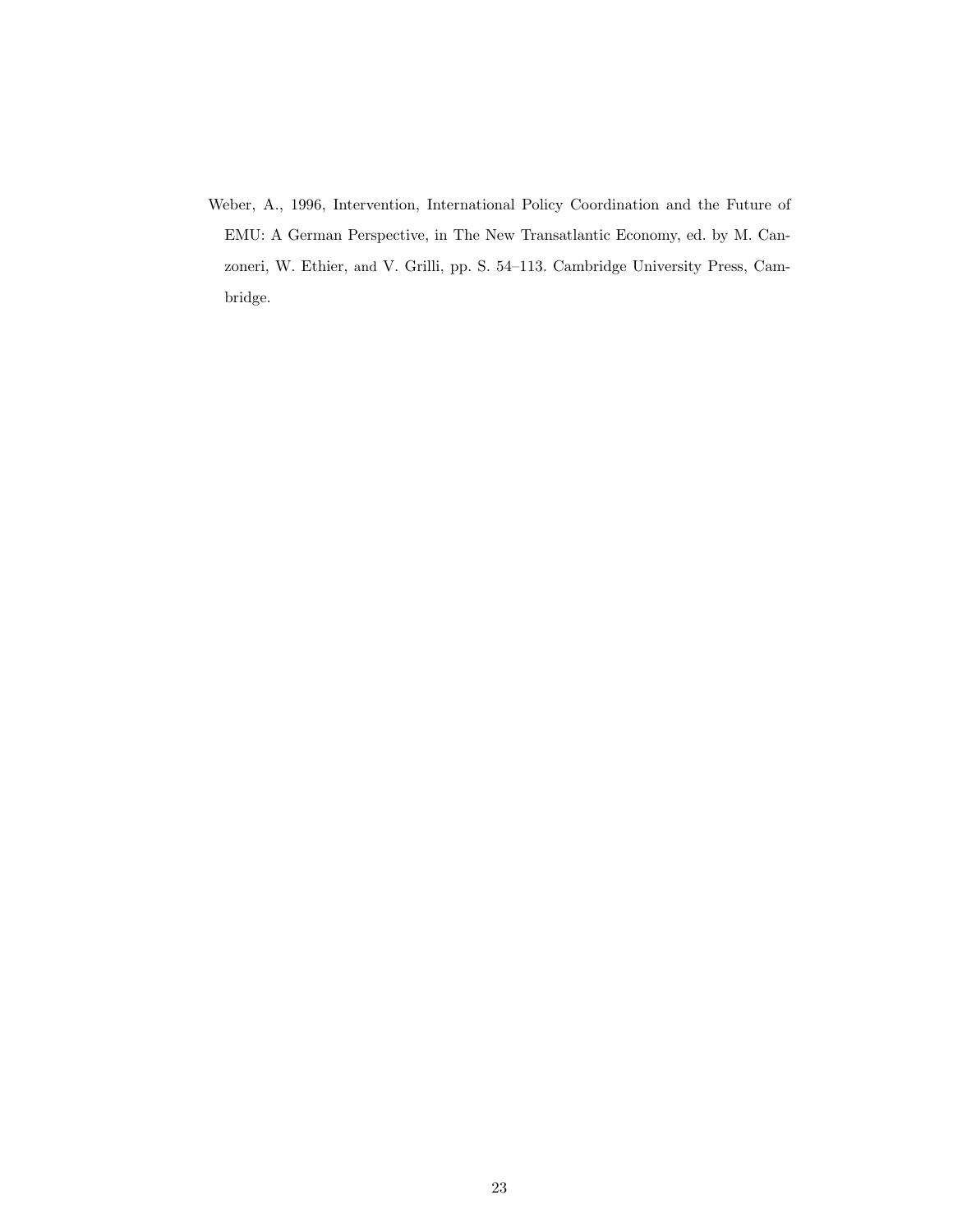Weber, A., 1996, Intervention, International Policy Coordination and the Future of EMU: A German Perspective, in The New Transatlantic Economy, ed. by M. Canzoneri, W. Ethier, and V. Grilli, pp. S. 54–113. Cambridge University Press, Cambridge.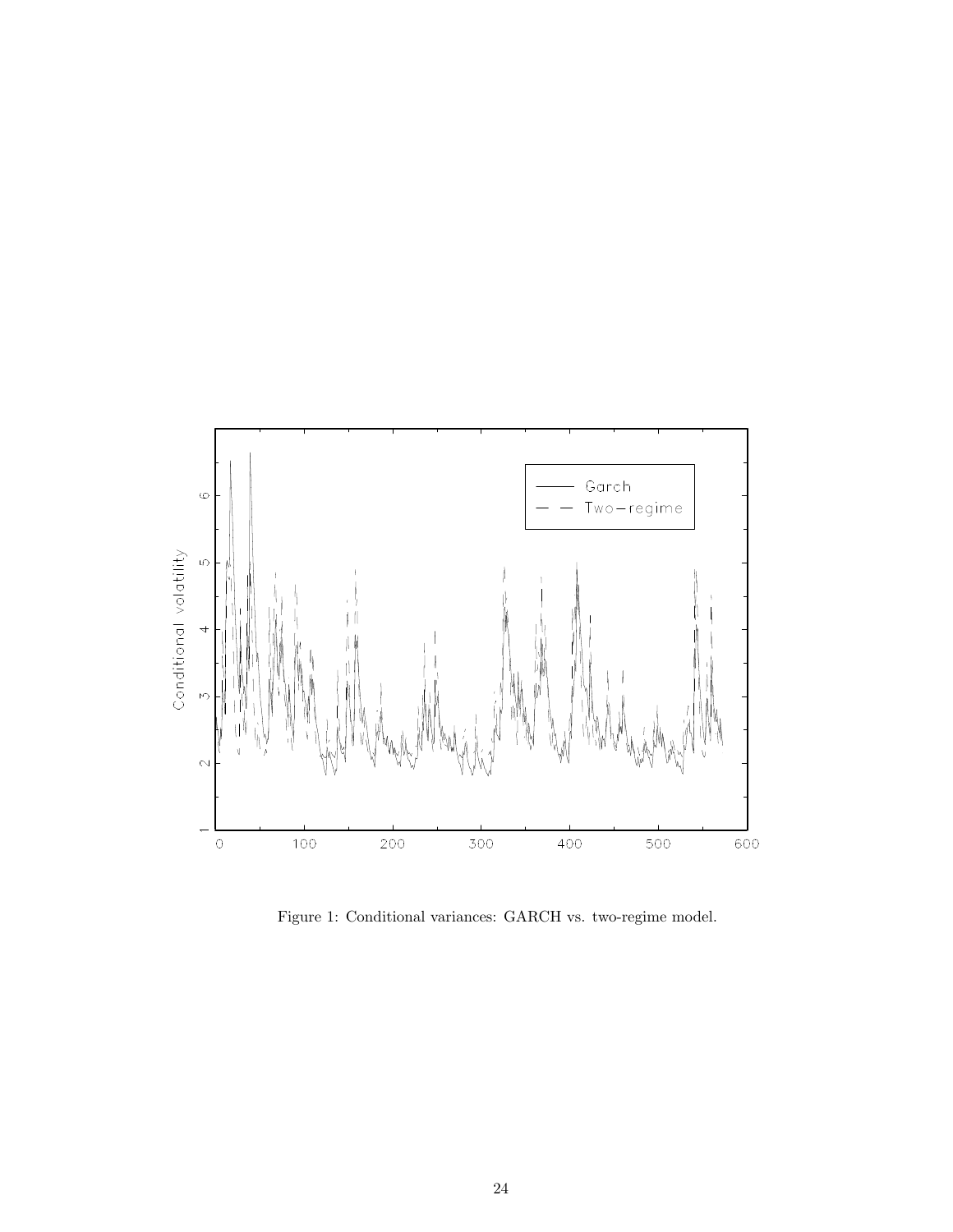Figure 1: Conditional variances: GARCH vs. two-regime model.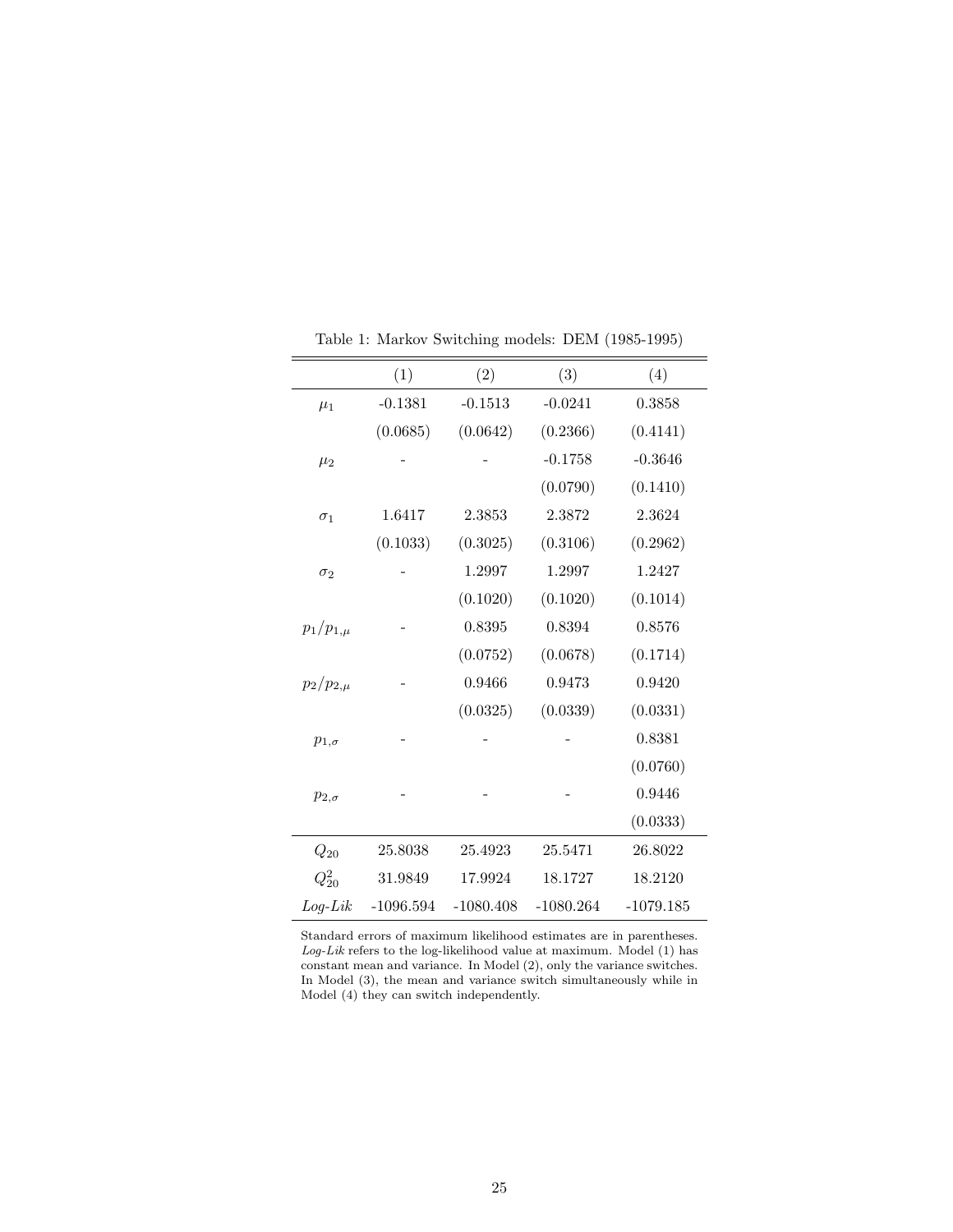Table 1: Markov Switching models: DEM (1985-1995)

| | (1) | (2) | (3) | (4) |
|---|---|---|---|---|
| $\mu_1$ | -0.1381 | -0.1513 | -0.0241 | 0.3858 |
| | (0.0685) | (0.0642) | (0.2366) | (0.4141) |
| $\mu_2$ | - | - | -0.1758 | -0.3646 |
| | | | (0.0790) | (0.1410) |
| $\sigma_1$ | 1.6417 | 2.3853 | 2.3872 | 2.3624 |
| | (0.1033) | (0.3025) | (0.3106) | (0.2962) |
| $\sigma_2$ | - | 1.2997 | 1.2997 | 1.2427 |
| | | (0.1020) | (0.1020) | (0.1014) |
| $p_1/p_{1,\mu}$ | - | 0.8395 | 0.8394 | 0.8576 |
| | | (0.0752) | (0.0678) | (0.1714) |
| $p_2/p_{2,\mu}$ | - | 0.9466 | 0.9473 | 0.9420 |
| | | (0.0325) | (0.0339) | (0.0331) |
| $p_{1,\sigma}$ | - | - | - | 0.8381 |
| | | | | (0.0760) |
| $p_{2,\sigma}$ | - | - | - | 0.9446 |
| | | | | (0.0333) |
| $Q_{20}$ | 25.8038 | 25.4923 | 25.5471 | 26.8022 |
| $Q^2_{20}$ | 31.9849 | 17.9924 | 18.1727 | 18.2120 |
| *Log-Lik* | -1096.594 | -1080.408 | -1080.264 | -1079.185 |

Standard errors of maximum likelihood estimates are in parentheses. *Log-Lik* refers to the log-likelihood value at maximum. Model (1) has constant mean and variance. In Model (2), only the variance switches. In Model (3), the mean and variance switch simultaneously while in Model (4) they can switch independently.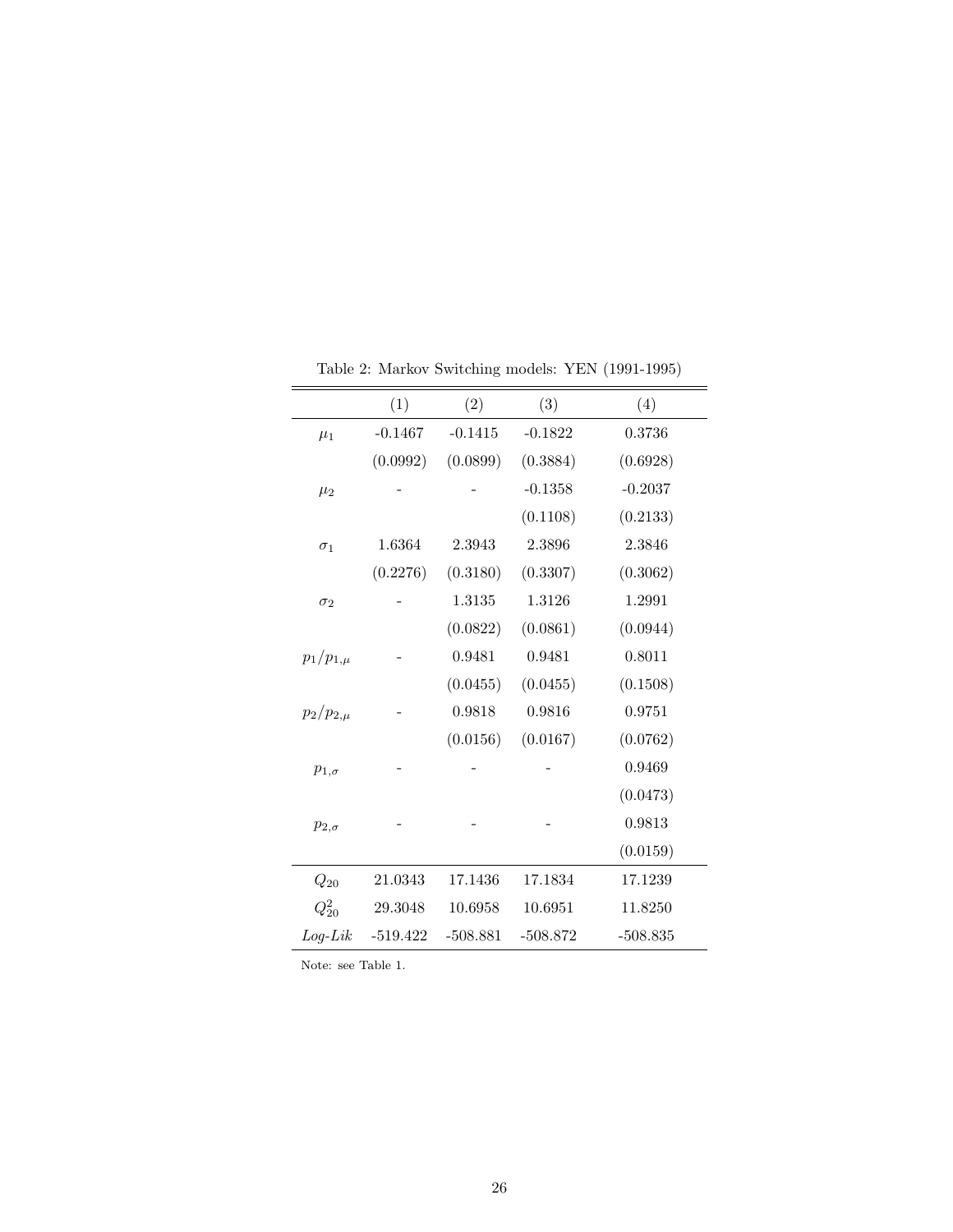Table 2: Markov Switching models: YEN (1991-1995)

| | (1) | (2) | (3) | (4) |
|---|---|---|---|---|
| $\mu_1$ | -0.1467 | -0.1415 | -0.1822 | 0.3736 |
| | (0.0992) | (0.0899) | (0.3884) | (0.6928) |
| $\mu_2$ | - | - | -0.1358 | -0.2037 |
| | | | (0.1108) | (0.2133) |
| $\sigma_1$ | 1.6364 | 2.3943 | 2.3896 | 2.3846 |
| | (0.2276) | (0.3180) | (0.3307) | (0.3062) |
| $\sigma_2$ | - | 1.3135 | 1.3126 | 1.2991 |
| | | (0.0822) | (0.0861) | (0.0944) |
| $p_1/p_{1,\mu}$ | - | 0.9481 | 0.9481 | 0.8011 |
| | | (0.0455) | (0.0455) | (0.1508) |
| $p_2/p_{2,\mu}$ | - | 0.9818 | 0.9816 | 0.9751 |
| | | (0.0156) | (0.0167) | (0.0762) |
| $p_{1,\sigma}$ | - | - | - | 0.9469 |
| | | | | (0.0473) |
| $p_{2,\sigma}$ | - | - | - | 0.9813 |
| | | | | (0.0159) |
| $Q_{20}$ | 21.0343 | 17.1436 | 17.1834 | 17.1239 |
| $Q_{20}^2$ | 29.3048 | 10.6958 | 10.6951 | 11.8250 |
| *Log-Lik* | -519.422 | -508.881 | -508.872 | -508.835 |

Note: see Table 1.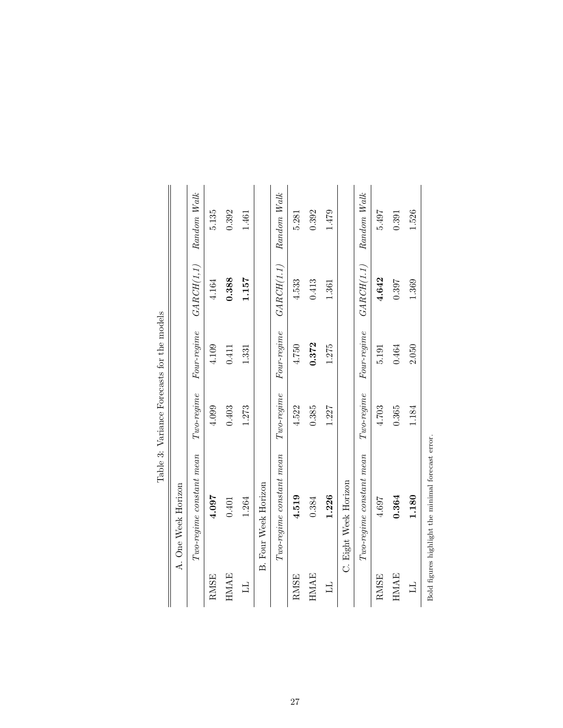Table 3: Variance Forecasts for the models

| A. One Week Horizon | | | | | |
|---|---|---|---|---|---|
| | *Two-regime constant mean* | *Two-regime* | *Four-regime* | *GARCH(1,1)* | *Random Walk* |
| RMSE | **4.097** | 4.099 | 4.109 | 4.164 | 5.135 |
| HMAE | 0.401 | 0.403 | 0.411 | **0.388** | 0.392 |
| LL | 1.264 | 1.273 | 1.331 | **1.157** | 1.461 |
| **B. Four Week Horizon** | | | | | |
| | *Two-regime constant mean* | *Two-regime* | *Four-regime* | *GARCH(1,1)* | *Random Walk* |
| RMSE | **4.519** | 4.522 | 4.750 | 4.533 | 5.281 |
| HMAE | 0.384 | 0.385 | **0.372** | 0.413 | 0.392 |
| LL | **1.226** | 1.227 | 1.275 | 1.361 | 1.479 |
| **C. Eight Week Horizon** | | | | | |
| | *Two-regime constant mean* | *Two-regime* | *Four-regime* | *GARCH(1,1)* | *Random Walk* |
| RMSE | 4.697 | 4.703 | 5.191 | **4.642** | 5.497 |
| HMAE | **0.364** | 0.365 | 0.464 | 0.397 | 0.391 |
| LL | **1.180** | 1.184 | 2.050 | 1.369 | 1.526 |

Bold figures highlight the minimal forecast error.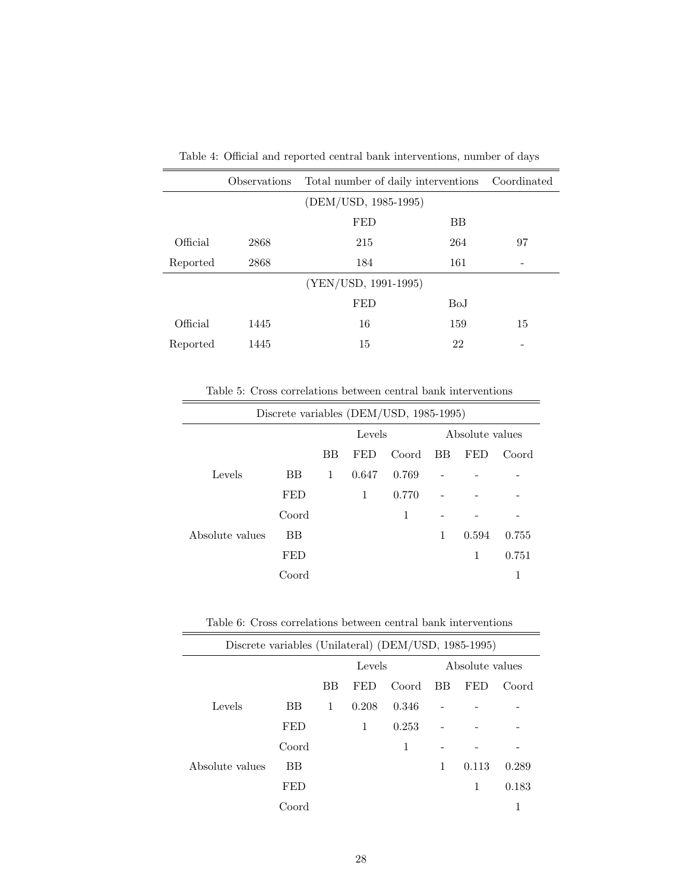Table 4: Official and reported central bank interventions, number of days

| | Observations | Total number of daily interventions | | Coordinated |
|---|---|---|---|---|
| | | (DEM/USD, 1985-1995) | | |
| | | FED | BB | |
| Official | 2868 | 215 | 264 | 97 |
| Reported | 2868 | 184 | 161 | - |
| | | (YEN/USD, 1991-1995) | | |
| | | FED | BoJ | |
| Official | 1445 | 16 | 159 | 15 |
| Reported | 1445 | 15 | 22 | - |

Table 5: Cross correlations between central bank interventions

| Discrete variables (DEM/USD, 1985-1995) | | | | | | | |
|---|---|---|---|---|---|---|---|
| | | Levels | | | Absolute values | | |
| | | BB | FED | Coord | BB | FED | Coord |
| Levels | BB | 1 | 0.647 | 0.769 | - | - | - |
| | FED | | 1 | 0.770 | - | - | - |
| | Coord | | | 1 | - | - | - |
| Absolute values | BB | | | | 1 | 0.594 | 0.755 |
| | FED | | | | | 1 | 0.751 |
| | Coord | | | | | | 1 |

Table 6: Cross correlations between central bank interventions

| Discrete variables (Unilateral) (DEM/USD, 1985-1995) | | | | | | | |
|---|---|---|---|---|---|---|---|
| | | Levels | | | Absolute values | | |
| | | BB | FED | Coord | BB | FED | Coord |
| Levels | BB | 1 | 0.208 | 0.346 | - | - | - |
| | FED | | 1 | 0.253 | - | - | - |
| | Coord | | | 1 | - | - | - |
| Absolute values | BB | | | | 1 | 0.113 | 0.289 |
| | FED | | | | | 1 | 0.183 |
| | Coord | | | | | | 1 |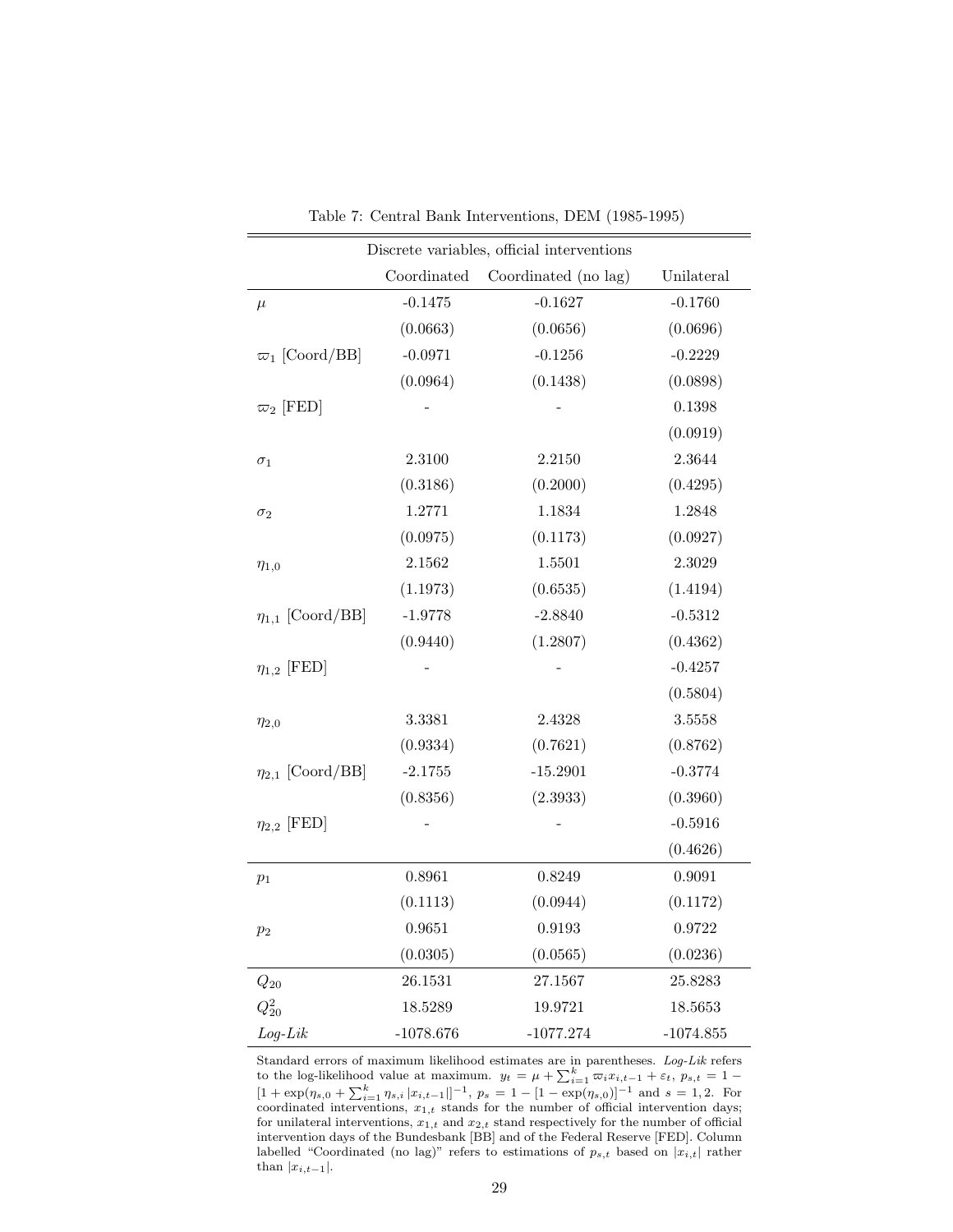Table 7: Central Bank Interventions, DEM (1985-1995)

| Discrete variables, official interventions | | | |
|---|---|---|---|
| | Coordinated | Coordinated (no lag) | Unilateral |
| $\mu$ | -0.1475 | -0.1627 | -0.1760 |
| | (0.0663) | (0.0656) | (0.0696) |
| $\varpi_1$ [Coord/BB] | -0.0971 | -0.1256 | -0.2229 |
| | (0.0964) | (0.1438) | (0.0898) |
| $\varpi_2$ [FED] | - | - | 0.1398 |
| | | | (0.0919) |
| $\sigma_1$ | 2.3100 | 2.2150 | 2.3644 |
| | (0.3186) | (0.2000) | (0.4295) |
| $\sigma_2$ | 1.2771 | 1.1834 | 1.2848 |
| | (0.0975) | (0.1173) | (0.0927) |
| $\eta_{1,0}$ | 2.1562 | 1.5501 | 2.3029 |
| | (1.1973) | (0.6535) | (1.4194) |
| $\eta_{1,1}$ [Coord/BB] | -1.9778 | -2.8840 | -0.5312 |
| | (0.9440) | (1.2807) | (0.4362) |
| $\eta_{1,2}$ [FED] | - | - | -0.4257 |
| | | | (0.5804) |
| $\eta_{2,0}$ | 3.3381 | 2.4328 | 3.5558 |
| | (0.9334) | (0.7621) | (0.8762) |
| $\eta_{2,1}$ [Coord/BB] | -2.1755 | -15.2901 | -0.3774 |
| | (0.8356) | (2.3933) | (0.3960) |
| $\eta_{2,2}$ [FED] | - | - | -0.5916 |
| | | | (0.4626) |
| $p_1$ | 0.8961 | 0.8249 | 0.9091 |
| | (0.1113) | (0.0944) | (0.1172) |
| $p_2$ | 0.9651 | 0.9193 | 0.9722 |
| | (0.0305) | (0.0565) | (0.0236) |
| $Q_{20}$ | 26.1531 | 27.1567 | 25.8283 |
| $Q_{20}^2$ | 18.5289 | 19.9721 | 18.5653 |
| *Log-Lik* | -1078.676 | -1077.274 | -1074.855 |

Standard errors of maximum likelihood estimates are in parentheses. *Log-Lik* refers to the log-likelihood value at maximum. $y_t = \mu + \sum_{i=1}^{k} \varpi_i x_{i,t-1} + \varepsilon_t$, $p_{s,t} = 1 - [1 + \exp(\eta_{s,0} + \sum_{i=1}^{k} \eta_{s,i} |x_{i,t-1}|]^{-1}$, $p_s = 1 - [1 - \exp(\eta_{s,0})]^{-1}$ and $s = 1, 2$. For coordinated interventions, $x_{1,t}$ stands for the number of official intervention days; for unilateral interventions, $x_{1,t}$ and $x_{2,t}$ stand respectively for the number of official intervention days of the Bundesbank [BB] and of the Federal Reserve [FED]. Column labelled "Coordinated (no lag)" refers to estimations of $p_{s,t}$ based on $|x_{i,t}|$ rather than $|x_{i,t-1}|$.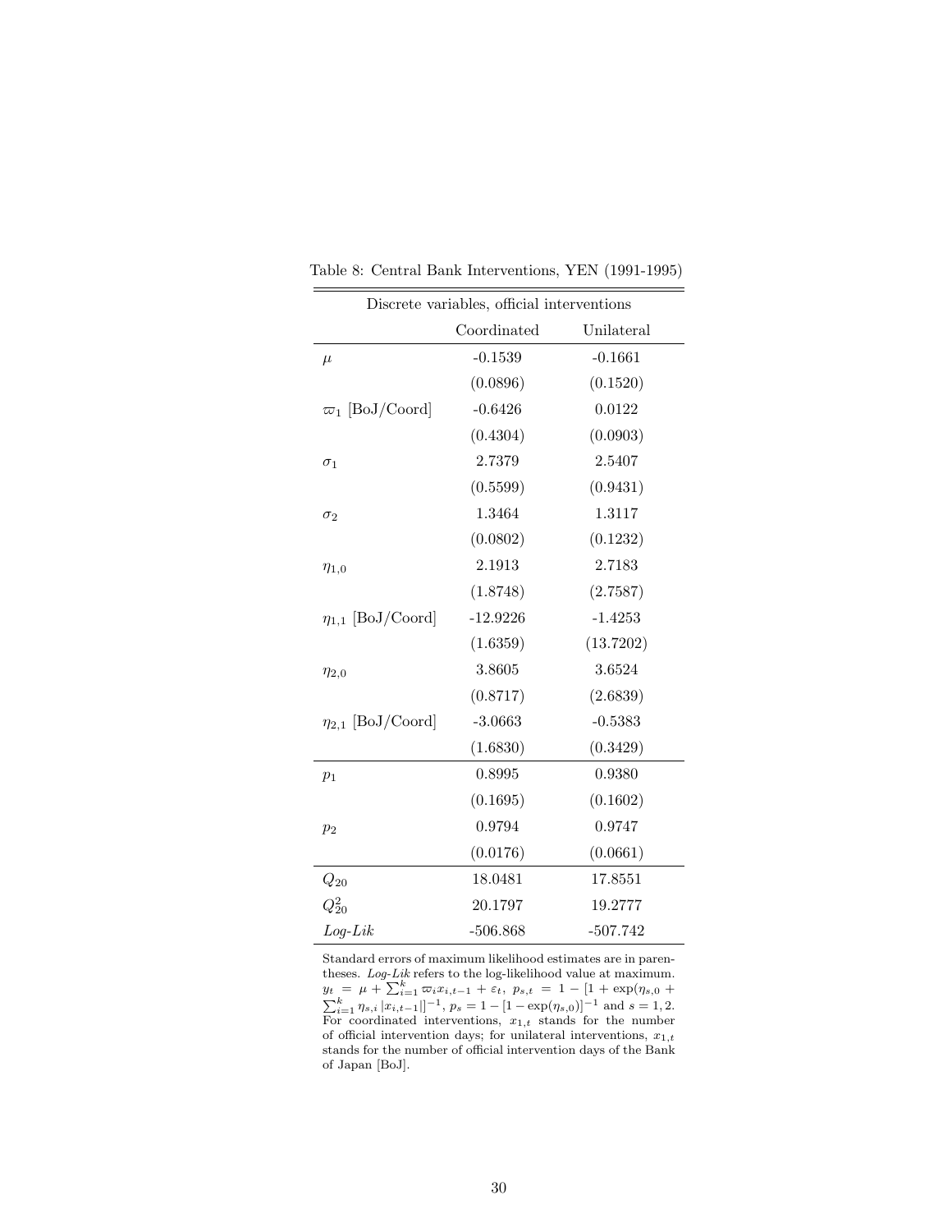Table 8: Central Bank Interventions, YEN (1991-1995)

| Discrete variables, official interventions | | |
|---|---|---|
| | Coordinated | Unilateral |
| $\mu$ | -0.1539 | -0.1661 |
| | (0.0896) | (0.1520) |
| $\varpi_1$ [BoJ/Coord] | -0.6426 | 0.0122 |
| | (0.4304) | (0.0903) |
| $\sigma_1$ | 2.7379 | 2.5407 |
| | (0.5599) | (0.9431) |
| $\sigma_2$ | 1.3464 | 1.3117 |
| | (0.0802) | (0.1232) |
| $\eta_{1,0}$ | 2.1913 | 2.7183 |
| | (1.8748) | (2.7587) |
| $\eta_{1,1}$ [BoJ/Coord] | -12.9226 | -1.4253 |
| | (1.6359) | (13.7202) |
| $\eta_{2,0}$ | 3.8605 | 3.6524 |
| | (0.8717) | (2.6839) |
| $\eta_{2,1}$ [BoJ/Coord] | -3.0663 | -0.5383 |
| | (1.6830) | (0.3429) |
| $p_1$ | 0.8995 | 0.9380 |
| | (0.1695) | (0.1602) |
| $p_2$ | 0.9794 | 0.9747 |
| | (0.0176) | (0.0661) |
| $Q_{20}$ | 18.0481 | 17.8551 |
| $Q_{20}^2$ | 20.1797 | 19.2777 |
| *Log-Lik* | -506.868 | -507.742 |

Standard errors of maximum likelihood estimates are in parentheses. *Log-Lik* refers to the log-likelihood value at maximum. $y_t = \mu + \sum_{i=1}^{k} \varpi_i x_{i,t-1} + \varepsilon_t$, $p_{s,t} = 1 - [1 + \exp(\eta_{s,0} + \sum_{i=1}^{k} \eta_{s,i} |x_{i,t-1}|]^{-1}$, $p_s = 1 - [1 - \exp(\eta_{s,0})]^{-1}$ and $s = 1, 2$. For coordinated interventions, $x_{1,t}$ stands for the number of official intervention days; for unilateral interventions, $x_{1,t}$ stands for the number of official intervention days of the Bank of Japan [BoJ].